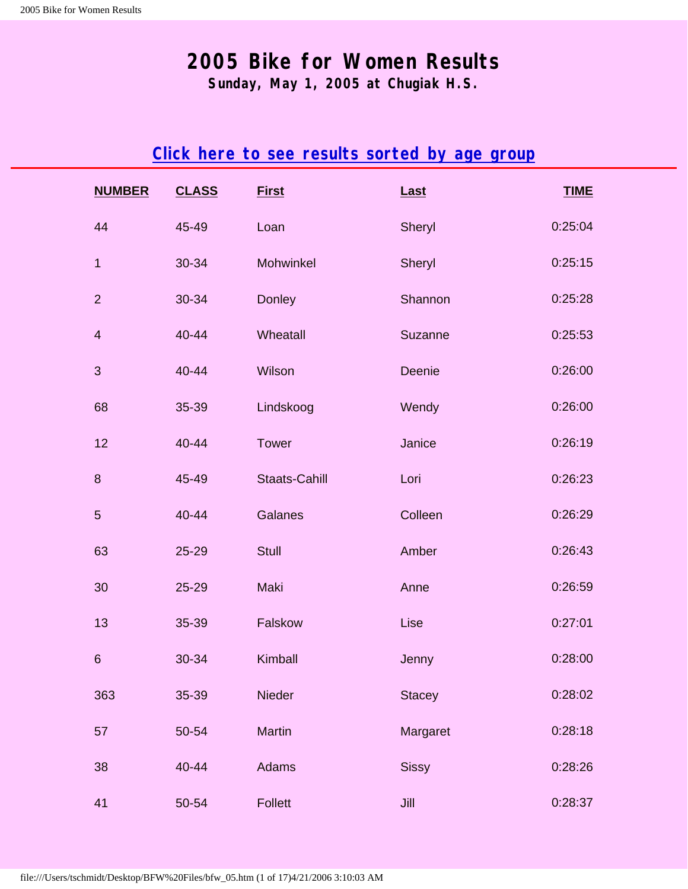# 2005 Bike for Women Results

### Sunday, May 1, 2005 at Chugiak H.S.

## Click here to see results sorted by age group

| NUMBER | CLASS | First | Last | TIME |
|---|---|---|---|---|
| 44 | 45-49 | Loan | Sheryl | 0:25:04 |
| 1 | 30-34 | Mohwinkel | Sheryl | 0:25:15 |
| 2 | 30-34 | Donley | Shannon | 0:25:28 |
| 4 | 40-44 | Wheatall | Suzanne | 0:25:53 |
| 3 | 40-44 | Wilson | Deenie | 0:26:00 |
| 68 | 35-39 | Lindskoog | Wendy | 0:26:00 |
| 12 | 40-44 | Tower | Janice | 0:26:19 |
| 8 | 45-49 | Staats-Cahill | Lori | 0:26:23 |
| 5 | 40-44 | Galanes | Colleen | 0:26:29 |
| 63 | 25-29 | Stull | Amber | 0:26:43 |
| 30 | 25-29 | Maki | Anne | 0:26:59 |
| 13 | 35-39 | Falskow | Lise | 0:27:01 |
| 6 | 30-34 | Kimball | Jenny | 0:28:00 |
| 363 | 35-39 | Nieder | Stacey | 0:28:02 |
| 57 | 50-54 | Martin | Margaret | 0:28:18 |
| 38 | 40-44 | Adams | Sissy | 0:28:26 |
| 41 | 50-54 | Follett | Jill | 0:28:37 |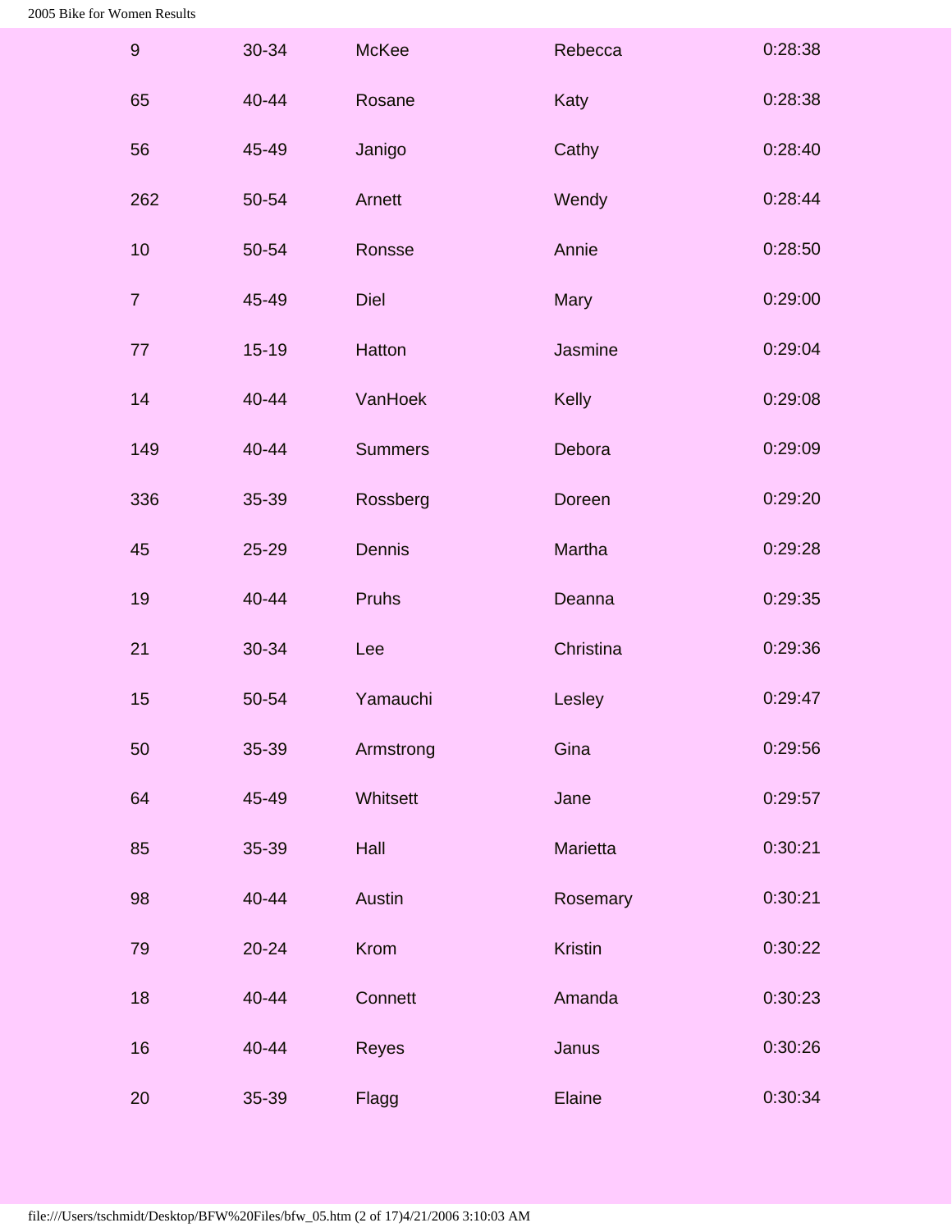| | | | | |
|---|---|---|---|---|
| 9 | 30-34 | McKee | Rebecca | 0:28:38 |
| 65 | 40-44 | Rosane | Katy | 0:28:38 |
| 56 | 45-49 | Janigo | Cathy | 0:28:40 |
| 262 | 50-54 | Arnett | Wendy | 0:28:44 |
| 10 | 50-54 | Ronsse | Annie | 0:28:50 |
| 7 | 45-49 | Diel | Mary | 0:29:00 |
| 77 | 15-19 | Hatton | Jasmine | 0:29:04 |
| 14 | 40-44 | VanHoek | Kelly | 0:29:08 |
| 149 | 40-44 | Summers | Debora | 0:29:09 |
| 336 | 35-39 | Rossberg | Doreen | 0:29:20 |
| 45 | 25-29 | Dennis | Martha | 0:29:28 |
| 19 | 40-44 | Pruhs | Deanna | 0:29:35 |
| 21 | 30-34 | Lee | Christina | 0:29:36 |
| 15 | 50-54 | Yamauchi | Lesley | 0:29:47 |
| 50 | 35-39 | Armstrong | Gina | 0:29:56 |
| 64 | 45-49 | Whitsett | Jane | 0:29:57 |
| 85 | 35-39 | Hall | Marietta | 0:30:21 |
| 98 | 40-44 | Austin | Rosemary | 0:30:21 |
| 79 | 20-24 | Krom | Kristin | 0:30:22 |
| 18 | 40-44 | Connett | Amanda | 0:30:23 |
| 16 | 40-44 | Reyes | Janus | 0:30:26 |
| 20 | 35-39 | Flagg | Elaine | 0:30:34 |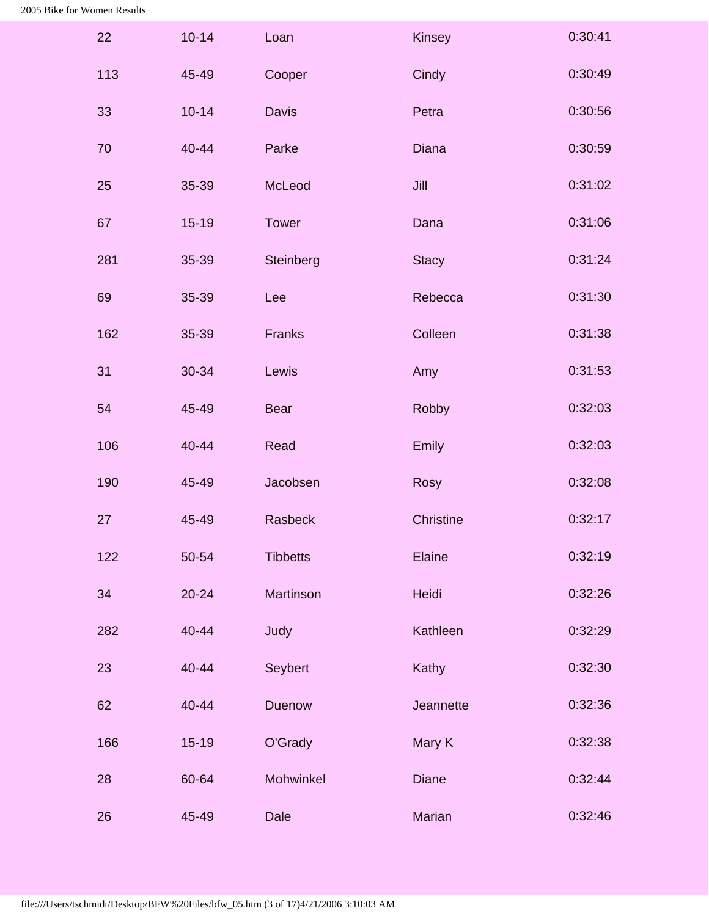| | | | | |
|---|---|---|---|---|
| 22 | 10-14 | Loan | Kinsey | 0:30:41 |
| 113 | 45-49 | Cooper | Cindy | 0:30:49 |
| 33 | 10-14 | Davis | Petra | 0:30:56 |
| 70 | 40-44 | Parke | Diana | 0:30:59 |
| 25 | 35-39 | McLeod | Jill | 0:31:02 |
| 67 | 15-19 | Tower | Dana | 0:31:06 |
| 281 | 35-39 | Steinberg | Stacy | 0:31:24 |
| 69 | 35-39 | Lee | Rebecca | 0:31:30 |
| 162 | 35-39 | Franks | Colleen | 0:31:38 |
| 31 | 30-34 | Lewis | Amy | 0:31:53 |
| 54 | 45-49 | Bear | Robby | 0:32:03 |
| 106 | 40-44 | Read | Emily | 0:32:03 |
| 190 | 45-49 | Jacobsen | Rosy | 0:32:08 |
| 27 | 45-49 | Rasbeck | Christine | 0:32:17 |
| 122 | 50-54 | Tibbetts | Elaine | 0:32:19 |
| 34 | 20-24 | Martinson | Heidi | 0:32:26 |
| 282 | 40-44 | Judy | Kathleen | 0:32:29 |
| 23 | 40-44 | Seybert | Kathy | 0:32:30 |
| 62 | 40-44 | Duenow | Jeannette | 0:32:36 |
| 166 | 15-19 | O'Grady | Mary K | 0:32:38 |
| 28 | 60-64 | Mohwinkel | Diane | 0:32:44 |
| 26 | 45-49 | Dale | Marian | 0:32:46 |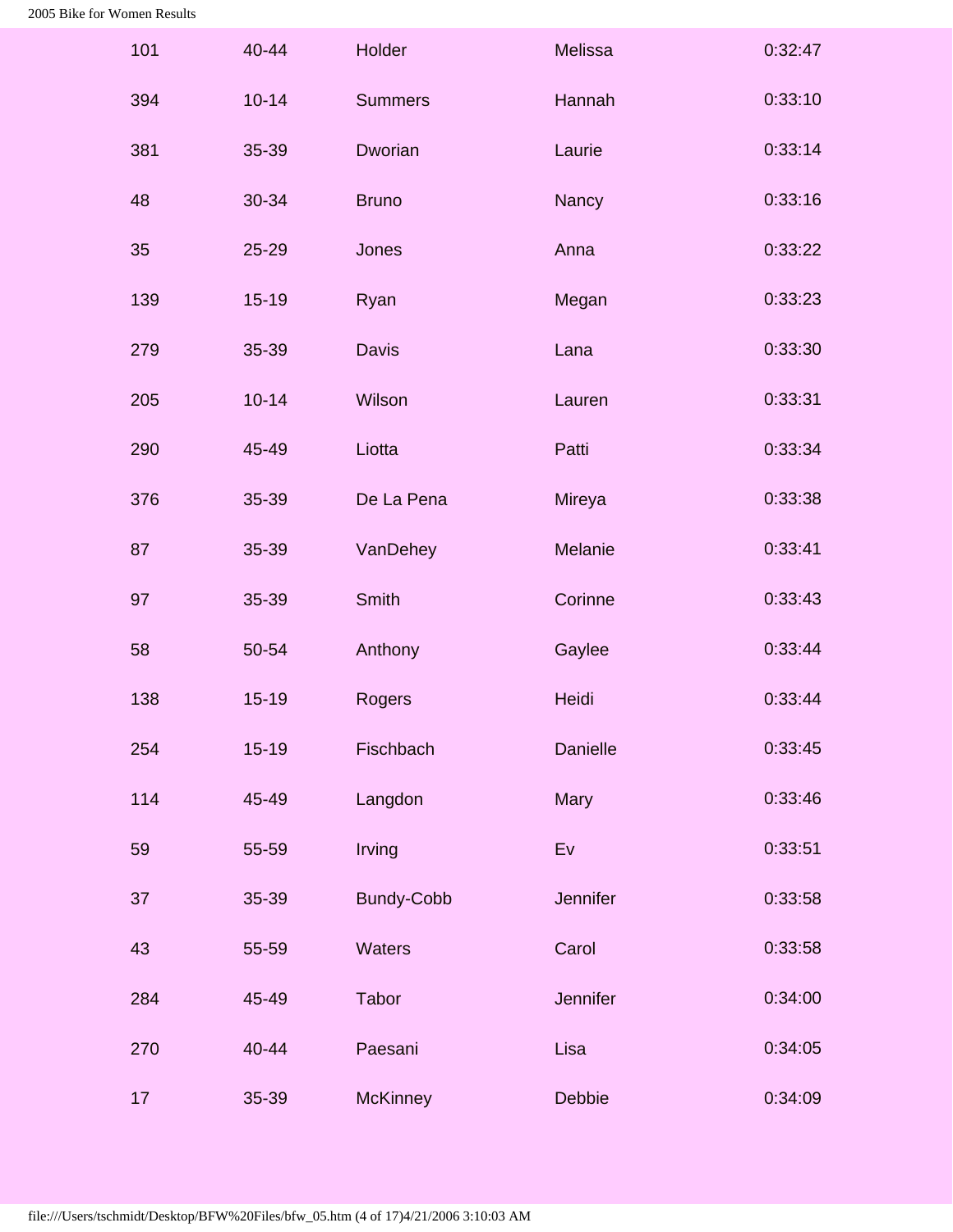| | | | | |
|---|---|---|---|---|
| 101 | 40-44 | Holder | Melissa | 0:32:47 |
| 394 | 10-14 | Summers | Hannah | 0:33:10 |
| 381 | 35-39 | Dworian | Laurie | 0:33:14 |
| 48 | 30-34 | Bruno | Nancy | 0:33:16 |
| 35 | 25-29 | Jones | Anna | 0:33:22 |
| 139 | 15-19 | Ryan | Megan | 0:33:23 |
| 279 | 35-39 | Davis | Lana | 0:33:30 |
| 205 | 10-14 | Wilson | Lauren | 0:33:31 |
| 290 | 45-49 | Liotta | Patti | 0:33:34 |
| 376 | 35-39 | De La Pena | Mireya | 0:33:38 |
| 87 | 35-39 | VanDehey | Melanie | 0:33:41 |
| 97 | 35-39 | Smith | Corinne | 0:33:43 |
| 58 | 50-54 | Anthony | Gaylee | 0:33:44 |
| 138 | 15-19 | Rogers | Heidi | 0:33:44 |
| 254 | 15-19 | Fischbach | Danielle | 0:33:45 |
| 114 | 45-49 | Langdon | Mary | 0:33:46 |
| 59 | 55-59 | Irving | Ev | 0:33:51 |
| 37 | 35-39 | Bundy-Cobb | Jennifer | 0:33:58 |
| 43 | 55-59 | Waters | Carol | 0:33:58 |
| 284 | 45-49 | Tabor | Jennifer | 0:34:00 |
| 270 | 40-44 | Paesani | Lisa | 0:34:05 |
| 17 | 35-39 | McKinney | Debbie | 0:34:09 |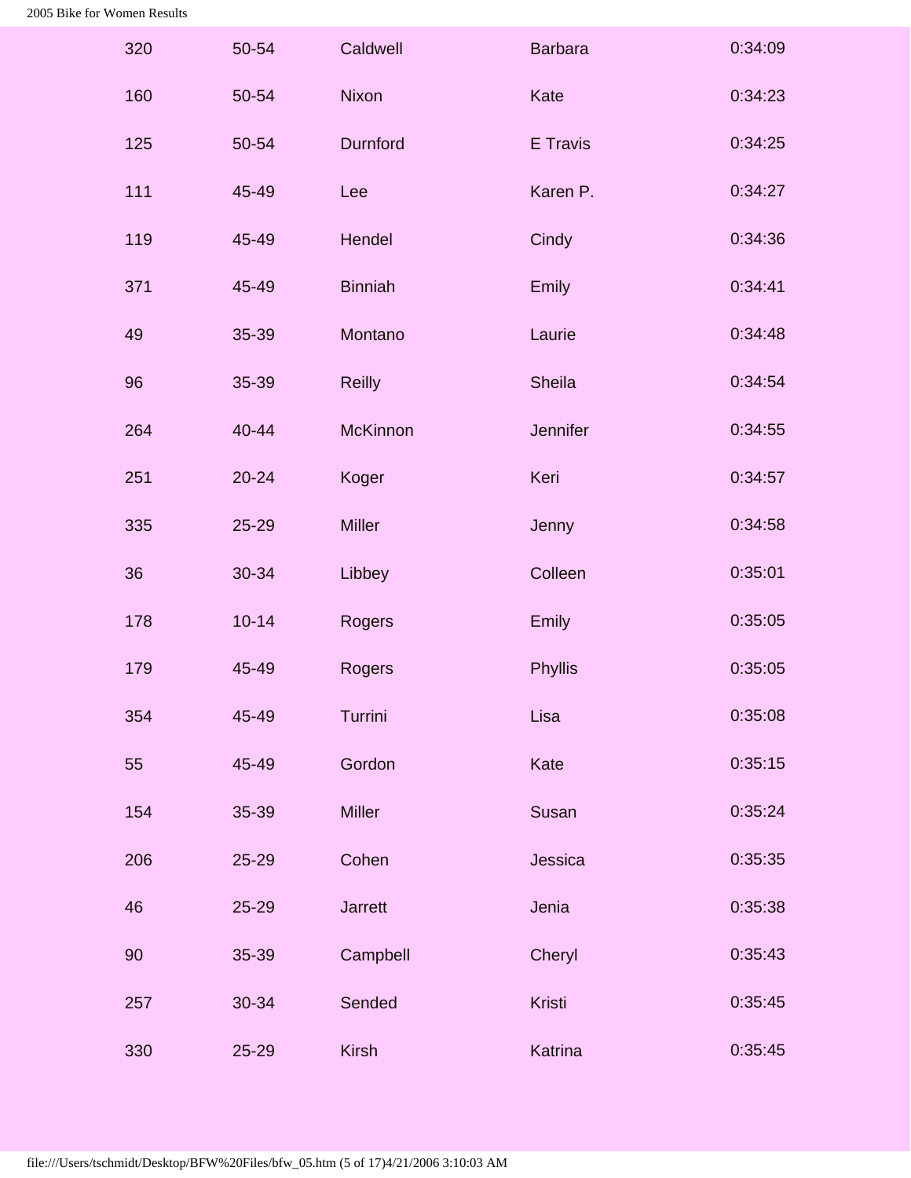| | | | | |
|---|---|---|---|---|
| 320 | 50-54 | Caldwell | Barbara | 0:34:09 |
| 160 | 50-54 | Nixon | Kate | 0:34:23 |
| 125 | 50-54 | Durnford | E Travis | 0:34:25 |
| 111 | 45-49 | Lee | Karen P. | 0:34:27 |
| 119 | 45-49 | Hendel | Cindy | 0:34:36 |
| 371 | 45-49 | Binniah | Emily | 0:34:41 |
| 49 | 35-39 | Montano | Laurie | 0:34:48 |
| 96 | 35-39 | Reilly | Sheila | 0:34:54 |
| 264 | 40-44 | McKinnon | Jennifer | 0:34:55 |
| 251 | 20-24 | Koger | Keri | 0:34:57 |
| 335 | 25-29 | Miller | Jenny | 0:34:58 |
| 36 | 30-34 | Libbey | Colleen | 0:35:01 |
| 178 | 10-14 | Rogers | Emily | 0:35:05 |
| 179 | 45-49 | Rogers | Phyllis | 0:35:05 |
| 354 | 45-49 | Turrini | Lisa | 0:35:08 |
| 55 | 45-49 | Gordon | Kate | 0:35:15 |
| 154 | 35-39 | Miller | Susan | 0:35:24 |
| 206 | 25-29 | Cohen | Jessica | 0:35:35 |
| 46 | 25-29 | Jarrett | Jenia | 0:35:38 |
| 90 | 35-39 | Campbell | Cheryl | 0:35:43 |
| 257 | 30-34 | Sended | Kristi | 0:35:45 |
| 330 | 25-29 | Kirsh | Katrina | 0:35:45 |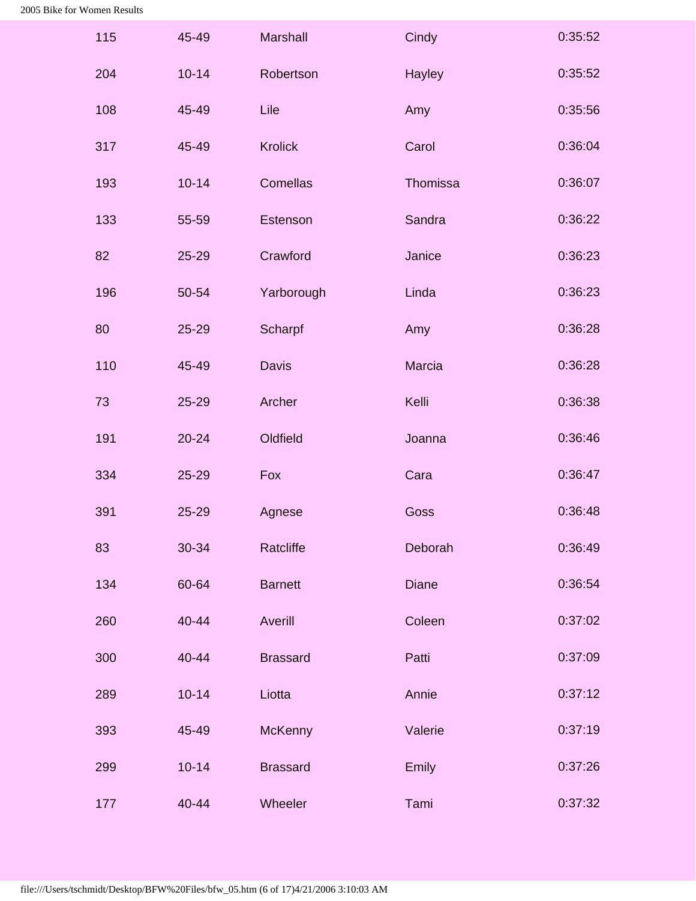| | | | | |
|---|---|---|---|---|
| 115 | 45-49 | Marshall | Cindy | 0:35:52 |
| 204 | 10-14 | Robertson | Hayley | 0:35:52 |
| 108 | 45-49 | Lile | Amy | 0:35:56 |
| 317 | 45-49 | Krolick | Carol | 0:36:04 |
| 193 | 10-14 | Comellas | Thomissa | 0:36:07 |
| 133 | 55-59 | Estenson | Sandra | 0:36:22 |
| 82 | 25-29 | Crawford | Janice | 0:36:23 |
| 196 | 50-54 | Yarborough | Linda | 0:36:23 |
| 80 | 25-29 | Scharpf | Amy | 0:36:28 |
| 110 | 45-49 | Davis | Marcia | 0:36:28 |
| 73 | 25-29 | Archer | Kelli | 0:36:38 |
| 191 | 20-24 | Oldfield | Joanna | 0:36:46 |
| 334 | 25-29 | Fox | Cara | 0:36:47 |
| 391 | 25-29 | Agnese | Goss | 0:36:48 |
| 83 | 30-34 | Ratcliffe | Deborah | 0:36:49 |
| 134 | 60-64 | Barnett | Diane | 0:36:54 |
| 260 | 40-44 | Averill | Coleen | 0:37:02 |
| 300 | 40-44 | Brassard | Patti | 0:37:09 |
| 289 | 10-14 | Liotta | Annie | 0:37:12 |
| 393 | 45-49 | McKenny | Valerie | 0:37:19 |
| 299 | 10-14 | Brassard | Emily | 0:37:26 |
| 177 | 40-44 | Wheeler | Tami | 0:37:32 |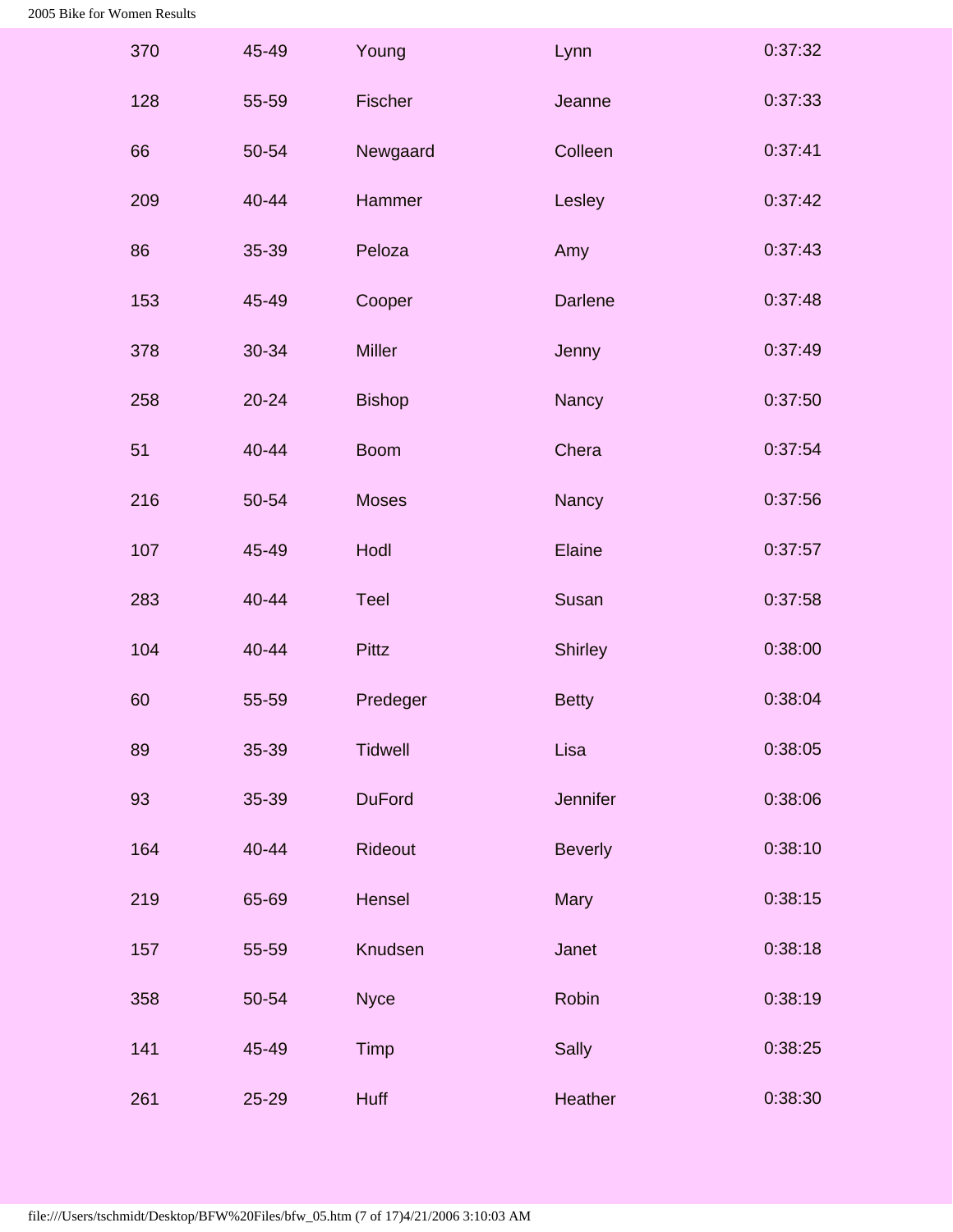| | | | | |
|---|---|---|---|---|
| 370 | 45-49 | Young | Lynn | 0:37:32 |
| 128 | 55-59 | Fischer | Jeanne | 0:37:33 |
| 66 | 50-54 | Newgaard | Colleen | 0:37:41 |
| 209 | 40-44 | Hammer | Lesley | 0:37:42 |
| 86 | 35-39 | Peloza | Amy | 0:37:43 |
| 153 | 45-49 | Cooper | Darlene | 0:37:48 |
| 378 | 30-34 | Miller | Jenny | 0:37:49 |
| 258 | 20-24 | Bishop | Nancy | 0:37:50 |
| 51 | 40-44 | Boom | Chera | 0:37:54 |
| 216 | 50-54 | Moses | Nancy | 0:37:56 |
| 107 | 45-49 | Hodl | Elaine | 0:37:57 |
| 283 | 40-44 | Teel | Susan | 0:37:58 |
| 104 | 40-44 | Pittz | Shirley | 0:38:00 |
| 60 | 55-59 | Predeger | Betty | 0:38:04 |
| 89 | 35-39 | Tidwell | Lisa | 0:38:05 |
| 93 | 35-39 | DuFord | Jennifer | 0:38:06 |
| 164 | 40-44 | Rideout | Beverly | 0:38:10 |
| 219 | 65-69 | Hensel | Mary | 0:38:15 |
| 157 | 55-59 | Knudsen | Janet | 0:38:18 |
| 358 | 50-54 | Nyce | Robin | 0:38:19 |
| 141 | 45-49 | Timp | Sally | 0:38:25 |
| 261 | 25-29 | Huff | Heather | 0:38:30 |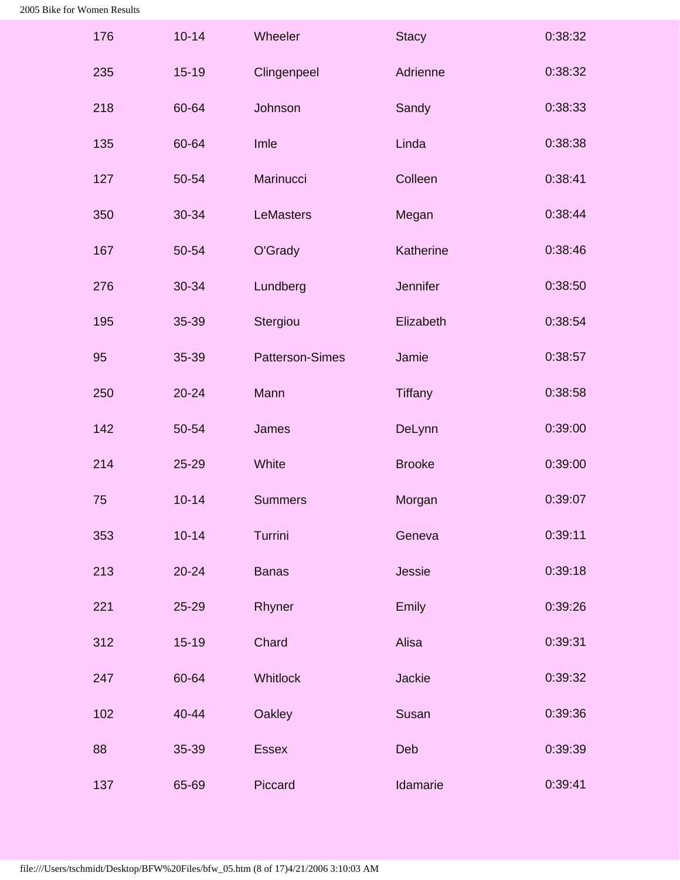| | | | | |
|---|---|---|---|---|
| 176 | 10-14 | Wheeler | Stacy | 0:38:32 |
| 235 | 15-19 | Clingenpeel | Adrienne | 0:38:32 |
| 218 | 60-64 | Johnson | Sandy | 0:38:33 |
| 135 | 60-64 | Imle | Linda | 0:38:38 |
| 127 | 50-54 | Marinucci | Colleen | 0:38:41 |
| 350 | 30-34 | LeMasters | Megan | 0:38:44 |
| 167 | 50-54 | O'Grady | Katherine | 0:38:46 |
| 276 | 30-34 | Lundberg | Jennifer | 0:38:50 |
| 195 | 35-39 | Stergiou | Elizabeth | 0:38:54 |
| 95 | 35-39 | Patterson-Simes | Jamie | 0:38:57 |
| 250 | 20-24 | Mann | Tiffany | 0:38:58 |
| 142 | 50-54 | James | DeLynn | 0:39:00 |
| 214 | 25-29 | White | Brooke | 0:39:00 |
| 75 | 10-14 | Summers | Morgan | 0:39:07 |
| 353 | 10-14 | Turrini | Geneva | 0:39:11 |
| 213 | 20-24 | Banas | Jessie | 0:39:18 |
| 221 | 25-29 | Rhyner | Emily | 0:39:26 |
| 312 | 15-19 | Chard | Alisa | 0:39:31 |
| 247 | 60-64 | Whitlock | Jackie | 0:39:32 |
| 102 | 40-44 | Oakley | Susan | 0:39:36 |
| 88 | 35-39 | Essex | Deb | 0:39:39 |
| 137 | 65-69 | Piccard | Idamarie | 0:39:41 |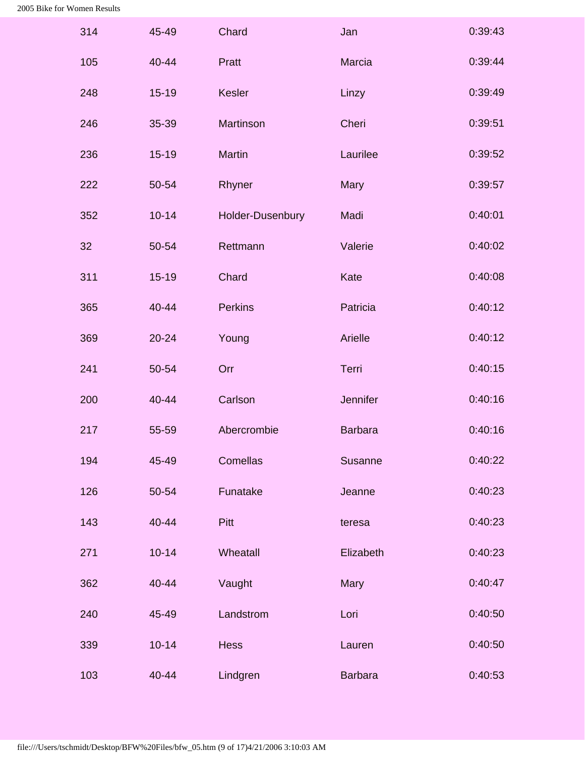| | | | | |
|---|---|---|---|---|
| 314 | 45-49 | Chard | Jan | 0:39:43 |
| 105 | 40-44 | Pratt | Marcia | 0:39:44 |
| 248 | 15-19 | Kesler | Linzy | 0:39:49 |
| 246 | 35-39 | Martinson | Cheri | 0:39:51 |
| 236 | 15-19 | Martin | Laurilee | 0:39:52 |
| 222 | 50-54 | Rhyner | Mary | 0:39:57 |
| 352 | 10-14 | Holder-Dusenbury | Madi | 0:40:01 |
| 32 | 50-54 | Rettmann | Valerie | 0:40:02 |
| 311 | 15-19 | Chard | Kate | 0:40:08 |
| 365 | 40-44 | Perkins | Patricia | 0:40:12 |
| 369 | 20-24 | Young | Arielle | 0:40:12 |
| 241 | 50-54 | Orr | Terri | 0:40:15 |
| 200 | 40-44 | Carlson | Jennifer | 0:40:16 |
| 217 | 55-59 | Abercrombie | Barbara | 0:40:16 |
| 194 | 45-49 | Comellas | Susanne | 0:40:22 |
| 126 | 50-54 | Funatake | Jeanne | 0:40:23 |
| 143 | 40-44 | Pitt | teresa | 0:40:23 |
| 271 | 10-14 | Wheatall | Elizabeth | 0:40:23 |
| 362 | 40-44 | Vaught | Mary | 0:40:47 |
| 240 | 45-49 | Landstrom | Lori | 0:40:50 |
| 339 | 10-14 | Hess | Lauren | 0:40:50 |
| 103 | 40-44 | Lindgren | Barbara | 0:40:53 |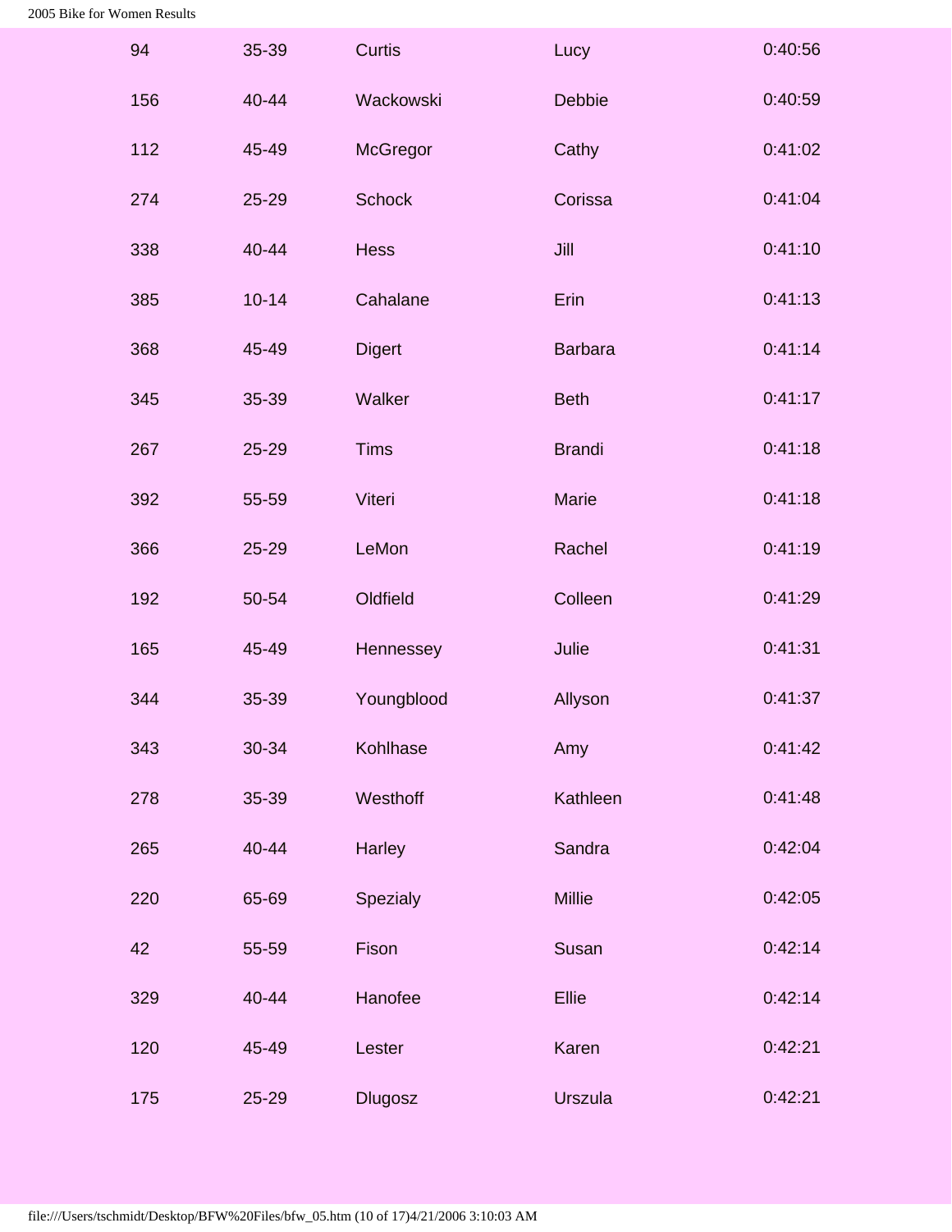| | | | | |
|---|---|---|---|---|
| 94 | 35-39 | Curtis | Lucy | 0:40:56 |
| 156 | 40-44 | Wackowski | Debbie | 0:40:59 |
| 112 | 45-49 | McGregor | Cathy | 0:41:02 |
| 274 | 25-29 | Schock | Corissa | 0:41:04 |
| 338 | 40-44 | Hess | Jill | 0:41:10 |
| 385 | 10-14 | Cahalane | Erin | 0:41:13 |
| 368 | 45-49 | Digert | Barbara | 0:41:14 |
| 345 | 35-39 | Walker | Beth | 0:41:17 |
| 267 | 25-29 | Tims | Brandi | 0:41:18 |
| 392 | 55-59 | Viteri | Marie | 0:41:18 |
| 366 | 25-29 | LeMon | Rachel | 0:41:19 |
| 192 | 50-54 | Oldfield | Colleen | 0:41:29 |
| 165 | 45-49 | Hennessey | Julie | 0:41:31 |
| 344 | 35-39 | Youngblood | Allyson | 0:41:37 |
| 343 | 30-34 | Kohlhase | Amy | 0:41:42 |
| 278 | 35-39 | Westhoff | Kathleen | 0:41:48 |
| 265 | 40-44 | Harley | Sandra | 0:42:04 |
| 220 | 65-69 | Spezialy | Millie | 0:42:05 |
| 42 | 55-59 | Fison | Susan | 0:42:14 |
| 329 | 40-44 | Hanofee | Ellie | 0:42:14 |
| 120 | 45-49 | Lester | Karen | 0:42:21 |
| 175 | 25-29 | Dlugosz | Urszula | 0:42:21 |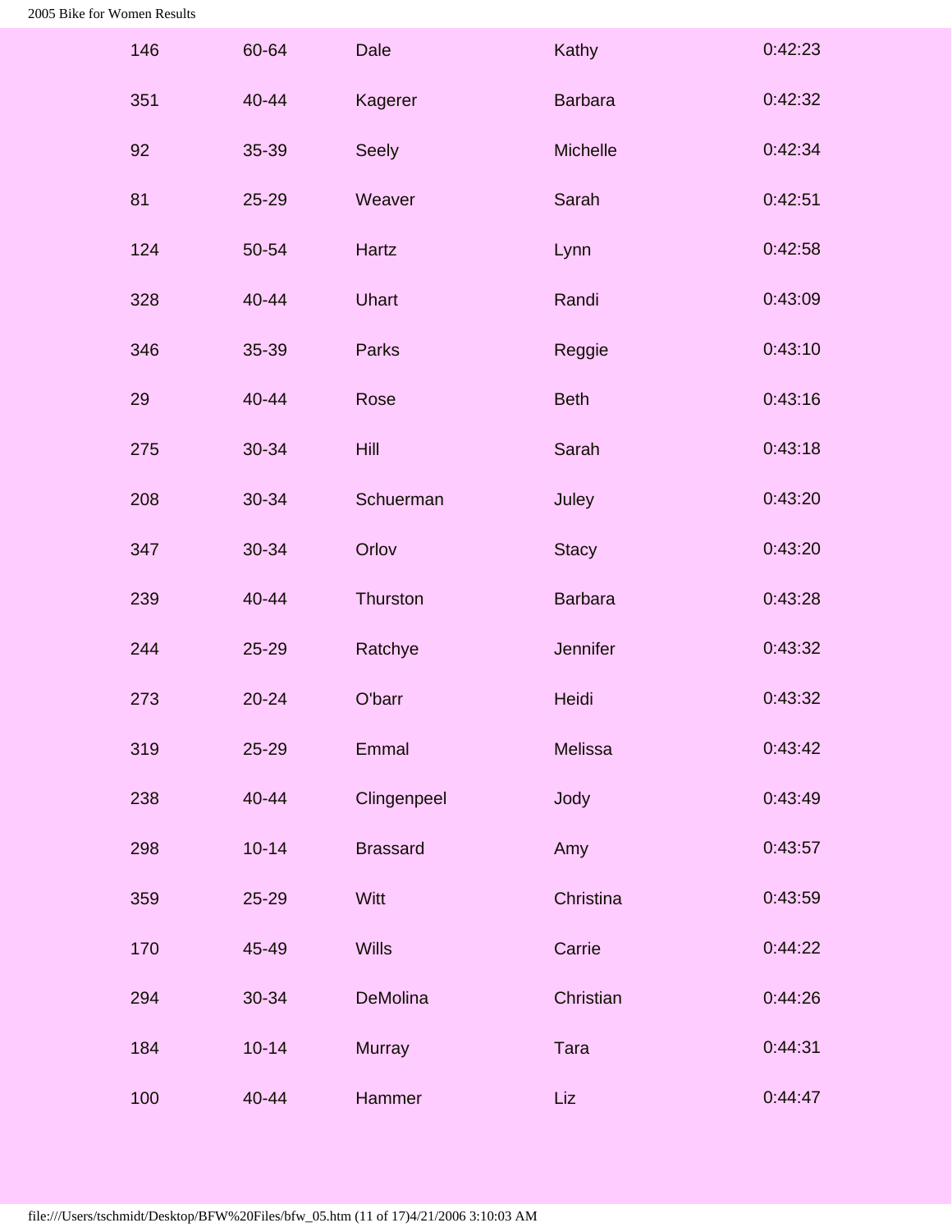| | | | | |
|---|---|---|---|---|
| 146 | 60-64 | Dale | Kathy | 0:42:23 |
| 351 | 40-44 | Kagerer | Barbara | 0:42:32 |
| 92 | 35-39 | Seely | Michelle | 0:42:34 |
| 81 | 25-29 | Weaver | Sarah | 0:42:51 |
| 124 | 50-54 | Hartz | Lynn | 0:42:58 |
| 328 | 40-44 | Uhart | Randi | 0:43:09 |
| 346 | 35-39 | Parks | Reggie | 0:43:10 |
| 29 | 40-44 | Rose | Beth | 0:43:16 |
| 275 | 30-34 | Hill | Sarah | 0:43:18 |
| 208 | 30-34 | Schuerman | Juley | 0:43:20 |
| 347 | 30-34 | Orlov | Stacy | 0:43:20 |
| 239 | 40-44 | Thurston | Barbara | 0:43:28 |
| 244 | 25-29 | Ratchye | Jennifer | 0:43:32 |
| 273 | 20-24 | O'barr | Heidi | 0:43:32 |
| 319 | 25-29 | Emmal | Melissa | 0:43:42 |
| 238 | 40-44 | Clingenpeel | Jody | 0:43:49 |
| 298 | 10-14 | Brassard | Amy | 0:43:57 |
| 359 | 25-29 | Witt | Christina | 0:43:59 |
| 170 | 45-49 | Wills | Carrie | 0:44:22 |
| 294 | 30-34 | DeMolina | Christian | 0:44:26 |
| 184 | 10-14 | Murray | Tara | 0:44:31 |
| 100 | 40-44 | Hammer | Liz | 0:44:47 |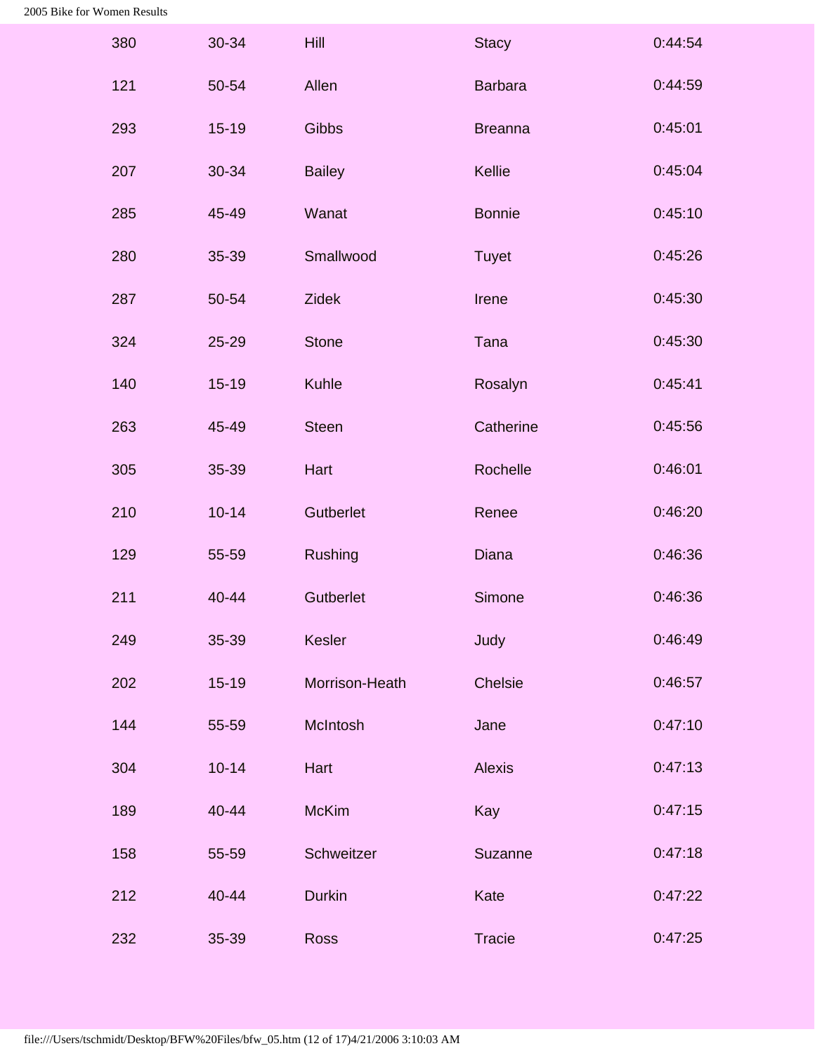| | | | | |
|---|---|---|---|---|
| 380 | 30-34 | Hill | Stacy | 0:44:54 |
| 121 | 50-54 | Allen | Barbara | 0:44:59 |
| 293 | 15-19 | Gibbs | Breanna | 0:45:01 |
| 207 | 30-34 | Bailey | Kellie | 0:45:04 |
| 285 | 45-49 | Wanat | Bonnie | 0:45:10 |
| 280 | 35-39 | Smallwood | Tuyet | 0:45:26 |
| 287 | 50-54 | Zidek | Irene | 0:45:30 |
| 324 | 25-29 | Stone | Tana | 0:45:30 |
| 140 | 15-19 | Kuhle | Rosalyn | 0:45:41 |
| 263 | 45-49 | Steen | Catherine | 0:45:56 |
| 305 | 35-39 | Hart | Rochelle | 0:46:01 |
| 210 | 10-14 | Gutberlet | Renee | 0:46:20 |
| 129 | 55-59 | Rushing | Diana | 0:46:36 |
| 211 | 40-44 | Gutberlet | Simone | 0:46:36 |
| 249 | 35-39 | Kesler | Judy | 0:46:49 |
| 202 | 15-19 | Morrison-Heath | Chelsie | 0:46:57 |
| 144 | 55-59 | McIntosh | Jane | 0:47:10 |
| 304 | 10-14 | Hart | Alexis | 0:47:13 |
| 189 | 40-44 | McKim | Kay | 0:47:15 |
| 158 | 55-59 | Schweitzer | Suzanne | 0:47:18 |
| 212 | 40-44 | Durkin | Kate | 0:47:22 |
| 232 | 35-39 | Ross | Tracie | 0:47:25 |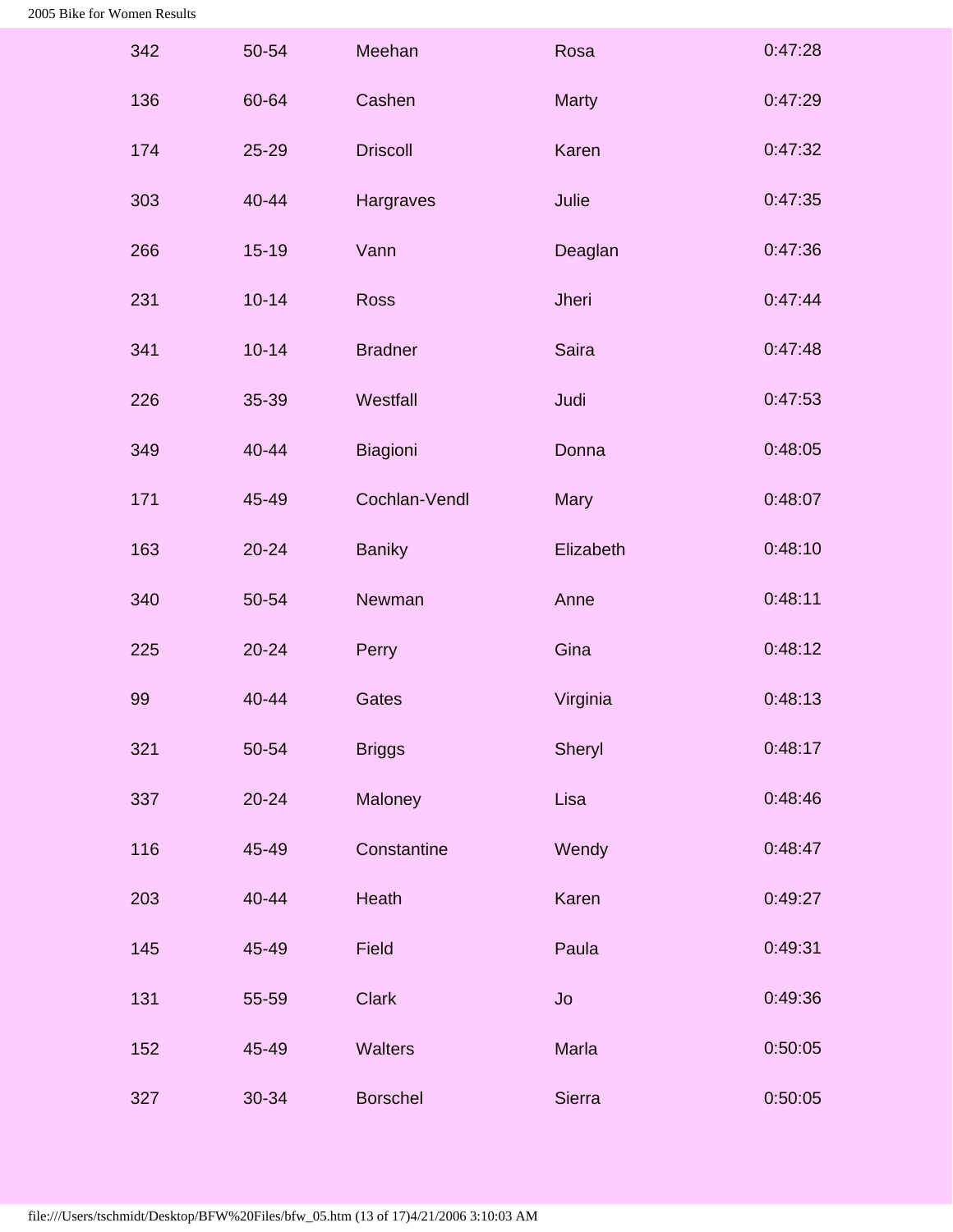| | | | | |
|---|---|---|---|---|
| 342 | 50-54 | Meehan | Rosa | 0:47:28 |
| 136 | 60-64 | Cashen | Marty | 0:47:29 |
| 174 | 25-29 | Driscoll | Karen | 0:47:32 |
| 303 | 40-44 | Hargraves | Julie | 0:47:35 |
| 266 | 15-19 | Vann | Deaglan | 0:47:36 |
| 231 | 10-14 | Ross | Jheri | 0:47:44 |
| 341 | 10-14 | Bradner | Saira | 0:47:48 |
| 226 | 35-39 | Westfall | Judi | 0:47:53 |
| 349 | 40-44 | Biagioni | Donna | 0:48:05 |
| 171 | 45-49 | Cochlan-Vendl | Mary | 0:48:07 |
| 163 | 20-24 | Baniky | Elizabeth | 0:48:10 |
| 340 | 50-54 | Newman | Anne | 0:48:11 |
| 225 | 20-24 | Perry | Gina | 0:48:12 |
| 99 | 40-44 | Gates | Virginia | 0:48:13 |
| 321 | 50-54 | Briggs | Sheryl | 0:48:17 |
| 337 | 20-24 | Maloney | Lisa | 0:48:46 |
| 116 | 45-49 | Constantine | Wendy | 0:48:47 |
| 203 | 40-44 | Heath | Karen | 0:49:27 |
| 145 | 45-49 | Field | Paula | 0:49:31 |
| 131 | 55-59 | Clark | Jo | 0:49:36 |
| 152 | 45-49 | Walters | Marla | 0:50:05 |
| 327 | 30-34 | Borschel | Sierra | 0:50:05 |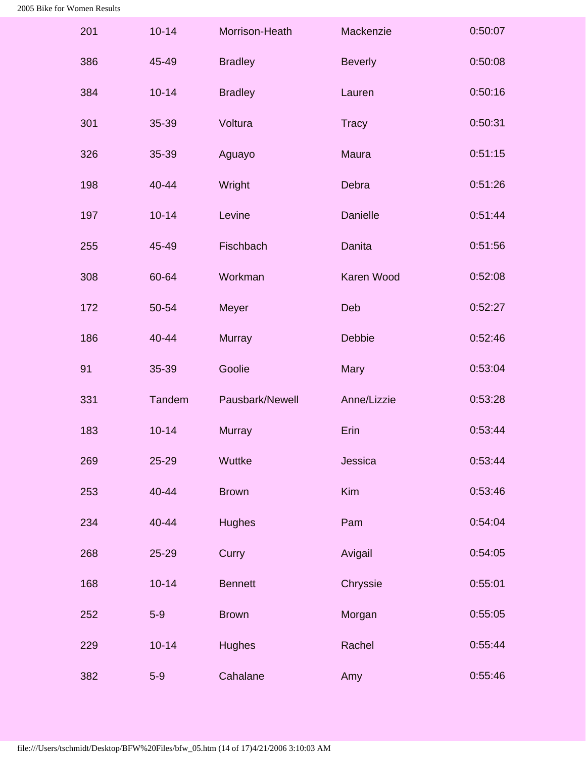| | | | | |
|---|---|---|---|---|
| 201 | 10-14 | Morrison-Heath | Mackenzie | 0:50:07 |
| 386 | 45-49 | Bradley | Beverly | 0:50:08 |
| 384 | 10-14 | Bradley | Lauren | 0:50:16 |
| 301 | 35-39 | Voltura | Tracy | 0:50:31 |
| 326 | 35-39 | Aguayo | Maura | 0:51:15 |
| 198 | 40-44 | Wright | Debra | 0:51:26 |
| 197 | 10-14 | Levine | Danielle | 0:51:44 |
| 255 | 45-49 | Fischbach | Danita | 0:51:56 |
| 308 | 60-64 | Workman | Karen Wood | 0:52:08 |
| 172 | 50-54 | Meyer | Deb | 0:52:27 |
| 186 | 40-44 | Murray | Debbie | 0:52:46 |
| 91 | 35-39 | Goolie | Mary | 0:53:04 |
| 331 | Tandem | Pausbark/Newell | Anne/Lizzie | 0:53:28 |
| 183 | 10-14 | Murray | Erin | 0:53:44 |
| 269 | 25-29 | Wuttke | Jessica | 0:53:44 |
| 253 | 40-44 | Brown | Kim | 0:53:46 |
| 234 | 40-44 | Hughes | Pam | 0:54:04 |
| 268 | 25-29 | Curry | Avigail | 0:54:05 |
| 168 | 10-14 | Bennett | Chryssie | 0:55:01 |
| 252 | 5-9 | Brown | Morgan | 0:55:05 |
| 229 | 10-14 | Hughes | Rachel | 0:55:44 |
| 382 | 5-9 | Cahalane | Amy | 0:55:46 |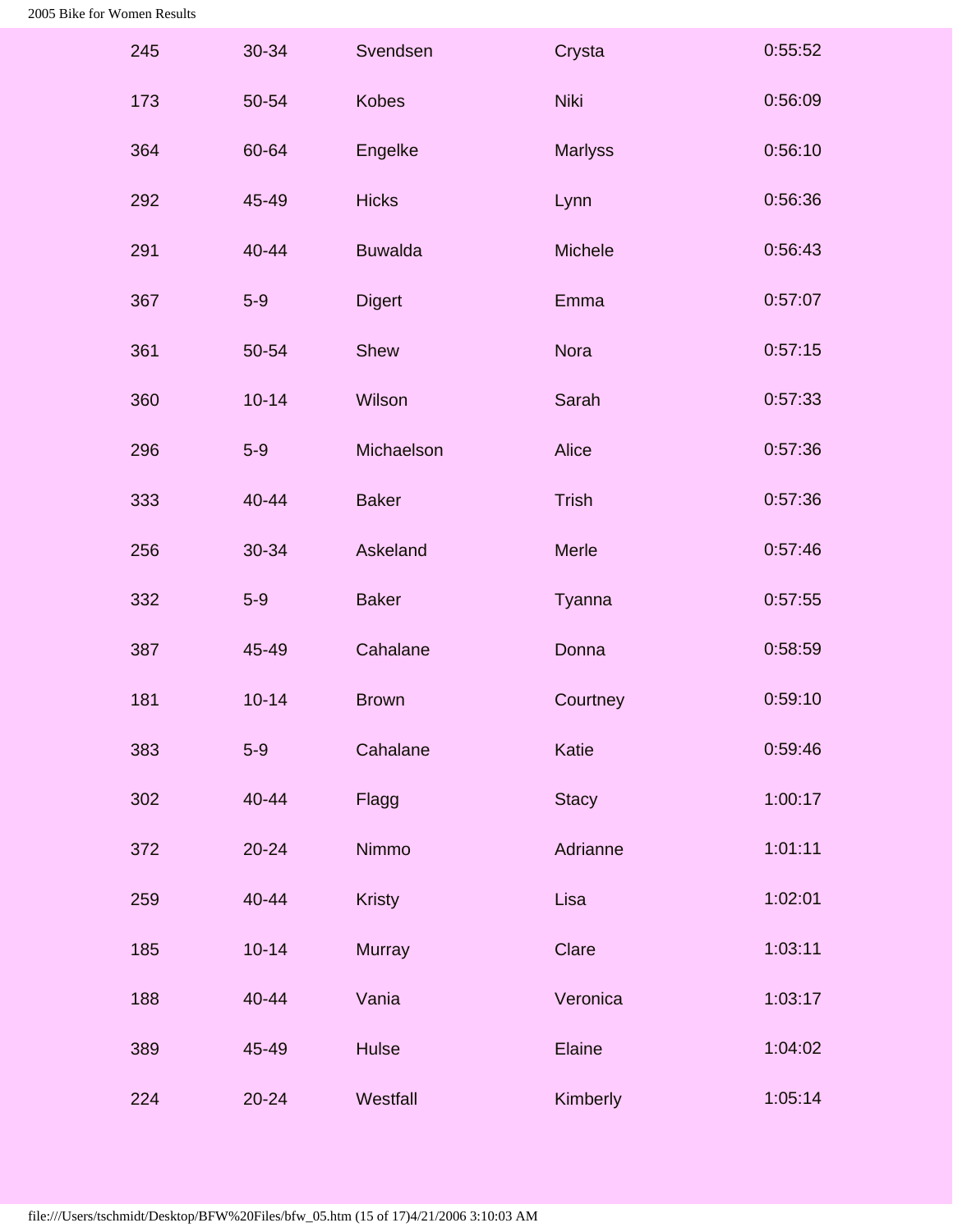| | | | | |
|---|---|---|---|---|
| 245 | 30-34 | Svendsen | Crysta | 0:55:52 |
| 173 | 50-54 | Kobes | Niki | 0:56:09 |
| 364 | 60-64 | Engelke | Marlyss | 0:56:10 |
| 292 | 45-49 | Hicks | Lynn | 0:56:36 |
| 291 | 40-44 | Buwalda | Michele | 0:56:43 |
| 367 | 5-9 | Digert | Emma | 0:57:07 |
| 361 | 50-54 | Shew | Nora | 0:57:15 |
| 360 | 10-14 | Wilson | Sarah | 0:57:33 |
| 296 | 5-9 | Michaelson | Alice | 0:57:36 |
| 333 | 40-44 | Baker | Trish | 0:57:36 |
| 256 | 30-34 | Askeland | Merle | 0:57:46 |
| 332 | 5-9 | Baker | Tyanna | 0:57:55 |
| 387 | 45-49 | Cahalane | Donna | 0:58:59 |
| 181 | 10-14 | Brown | Courtney | 0:59:10 |
| 383 | 5-9 | Cahalane | Katie | 0:59:46 |
| 302 | 40-44 | Flagg | Stacy | 1:00:17 |
| 372 | 20-24 | Nimmo | Adrianne | 1:01:11 |
| 259 | 40-44 | Kristy | Lisa | 1:02:01 |
| 185 | 10-14 | Murray | Clare | 1:03:11 |
| 188 | 40-44 | Vania | Veronica | 1:03:17 |
| 389 | 45-49 | Hulse | Elaine | 1:04:02 |
| 224 | 20-24 | Westfall | Kimberly | 1:05:14 |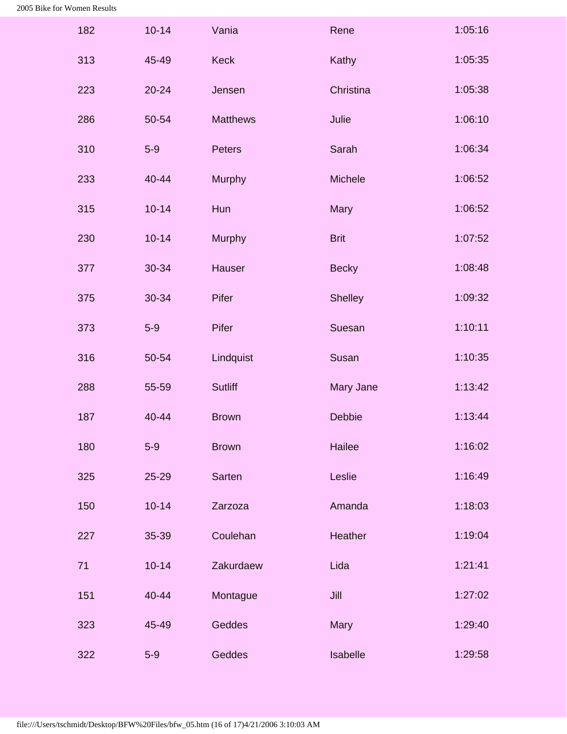| | | | | |
|---|---|---|---|---|
| 182 | 10-14 | Vania | Rene | 1:05:16 |
| 313 | 45-49 | Keck | Kathy | 1:05:35 |
| 223 | 20-24 | Jensen | Christina | 1:05:38 |
| 286 | 50-54 | Matthews | Julie | 1:06:10 |
| 310 | 5-9 | Peters | Sarah | 1:06:34 |
| 233 | 40-44 | Murphy | Michele | 1:06:52 |
| 315 | 10-14 | Hun | Mary | 1:06:52 |
| 230 | 10-14 | Murphy | Brit | 1:07:52 |
| 377 | 30-34 | Hauser | Becky | 1:08:48 |
| 375 | 30-34 | Pifer | Shelley | 1:09:32 |
| 373 | 5-9 | Pifer | Suesan | 1:10:11 |
| 316 | 50-54 | Lindquist | Susan | 1:10:35 |
| 288 | 55-59 | Sutliff | Mary Jane | 1:13:42 |
| 187 | 40-44 | Brown | Debbie | 1:13:44 |
| 180 | 5-9 | Brown | Hailee | 1:16:02 |
| 325 | 25-29 | Sarten | Leslie | 1:16:49 |
| 150 | 10-14 | Zarzoza | Amanda | 1:18:03 |
| 227 | 35-39 | Coulehan | Heather | 1:19:04 |
| 71 | 10-14 | Zakurdaew | Lida | 1:21:41 |
| 151 | 40-44 | Montague | Jill | 1:27:02 |
| 323 | 45-49 | Geddes | Mary | 1:29:40 |
| 322 | 5-9 | Geddes | Isabelle | 1:29:58 |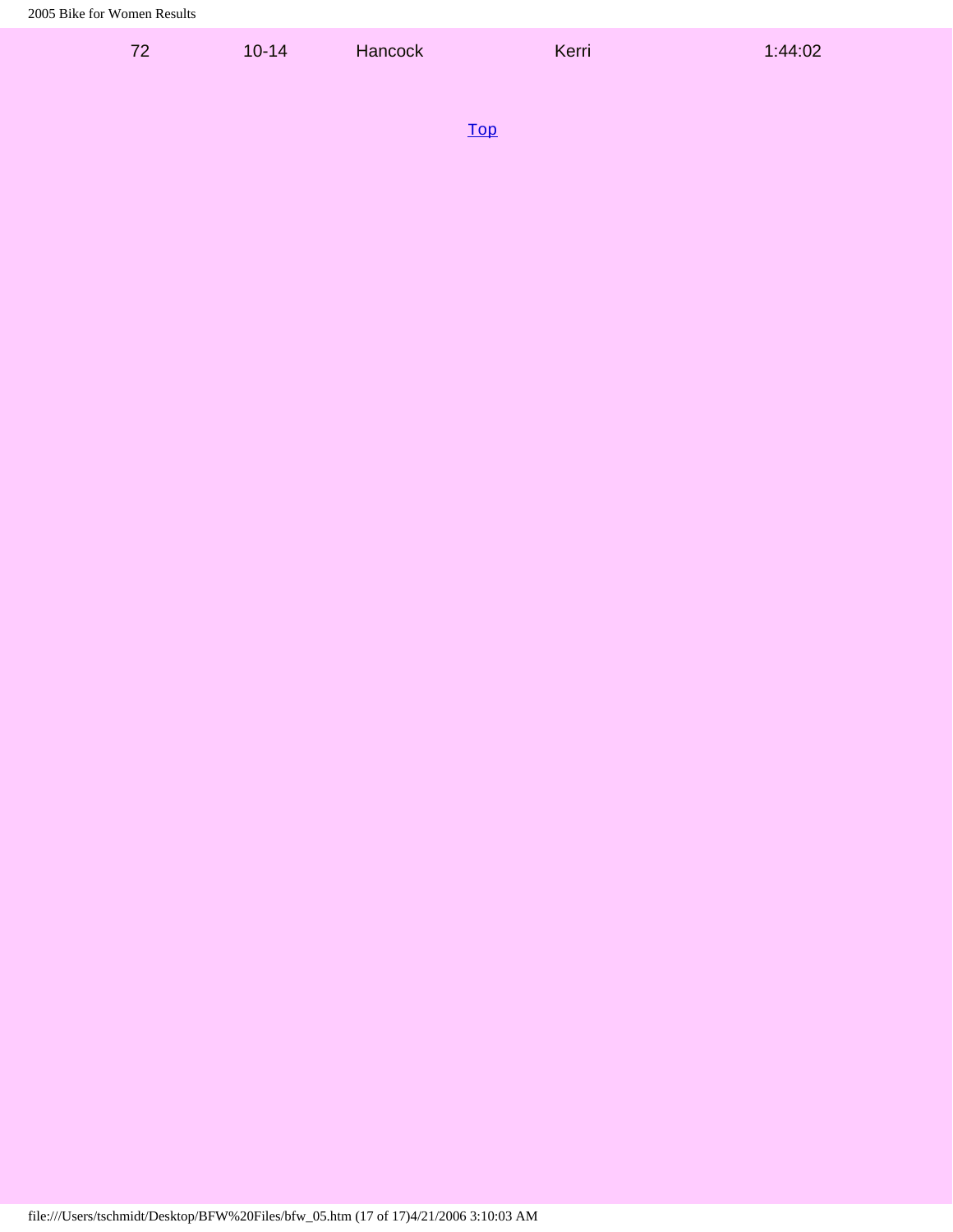| | | | | |
|---|---|---|---|---|
| 72 | 10-14 | Hancock | Kerri | 1:44:02 |

Top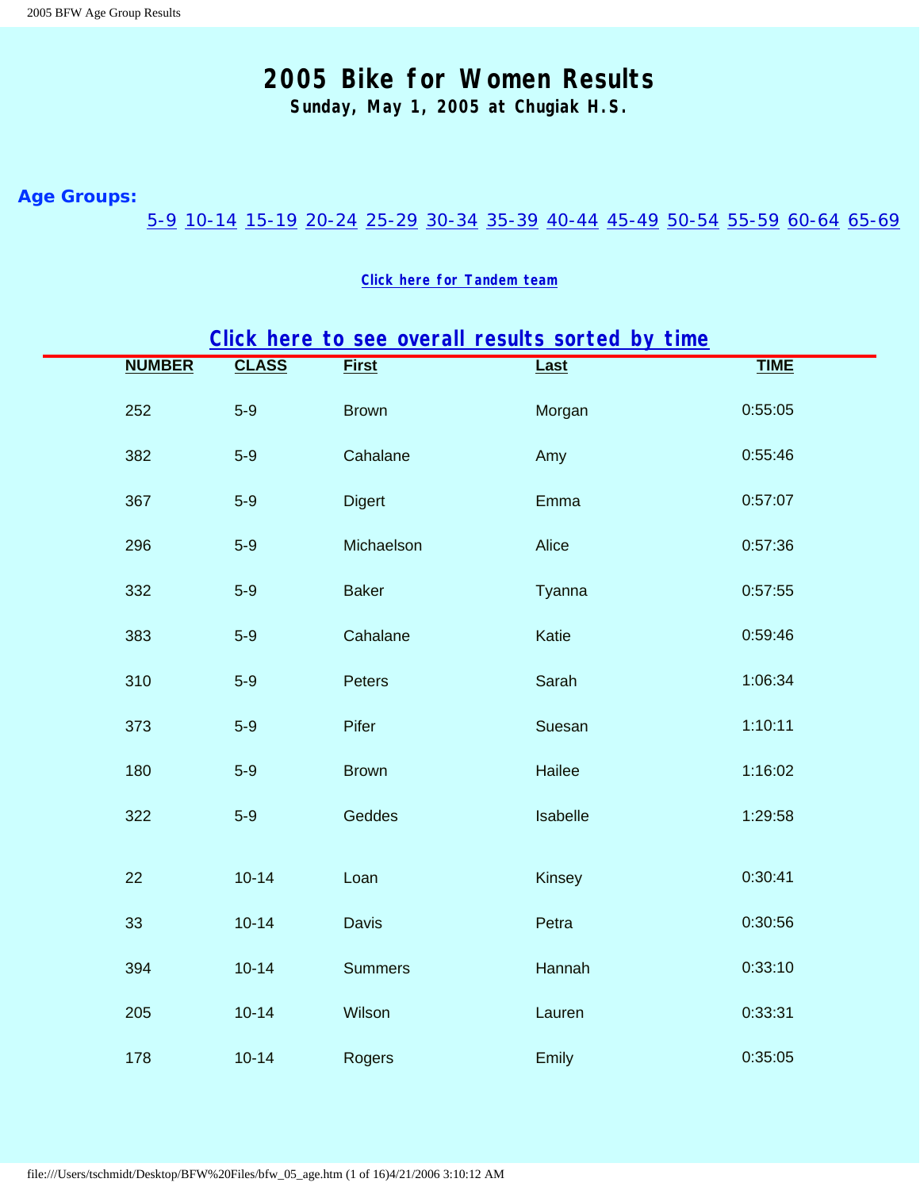# 2005 Bike for Women Results

**Sunday, May 1, 2005 at Chugiak H.S.**

**Age Groups:**

5-9 10-14 15-19 20-24 25-29 30-34 35-39 40-44 45-49 50-54 55-59 60-64 65-69

**Click here for Tandem team**

## Click here to see overall results sorted by time

| NUMBER | CLASS | First | Last | TIME |
|---|---|---|---|---|
| 252 | 5-9 | Brown | Morgan | 0:55:05 |
| 382 | 5-9 | Cahalane | Amy | 0:55:46 |
| 367 | 5-9 | Digert | Emma | 0:57:07 |
| 296 | 5-9 | Michaelson | Alice | 0:57:36 |
| 332 | 5-9 | Baker | Tyanna | 0:57:55 |
| 383 | 5-9 | Cahalane | Katie | 0:59:46 |
| 310 | 5-9 | Peters | Sarah | 1:06:34 |
| 373 | 5-9 | Pifer | Suesan | 1:10:11 |
| 180 | 5-9 | Brown | Hailee | 1:16:02 |
| 322 | 5-9 | Geddes | Isabelle | 1:29:58 |
| 22 | 10-14 | Loan | Kinsey | 0:30:41 |
| 33 | 10-14 | Davis | Petra | 0:30:56 |
| 394 | 10-14 | Summers | Hannah | 0:33:10 |
| 205 | 10-14 | Wilson | Lauren | 0:33:31 |
| 178 | 10-14 | Rogers | Emily | 0:35:05 |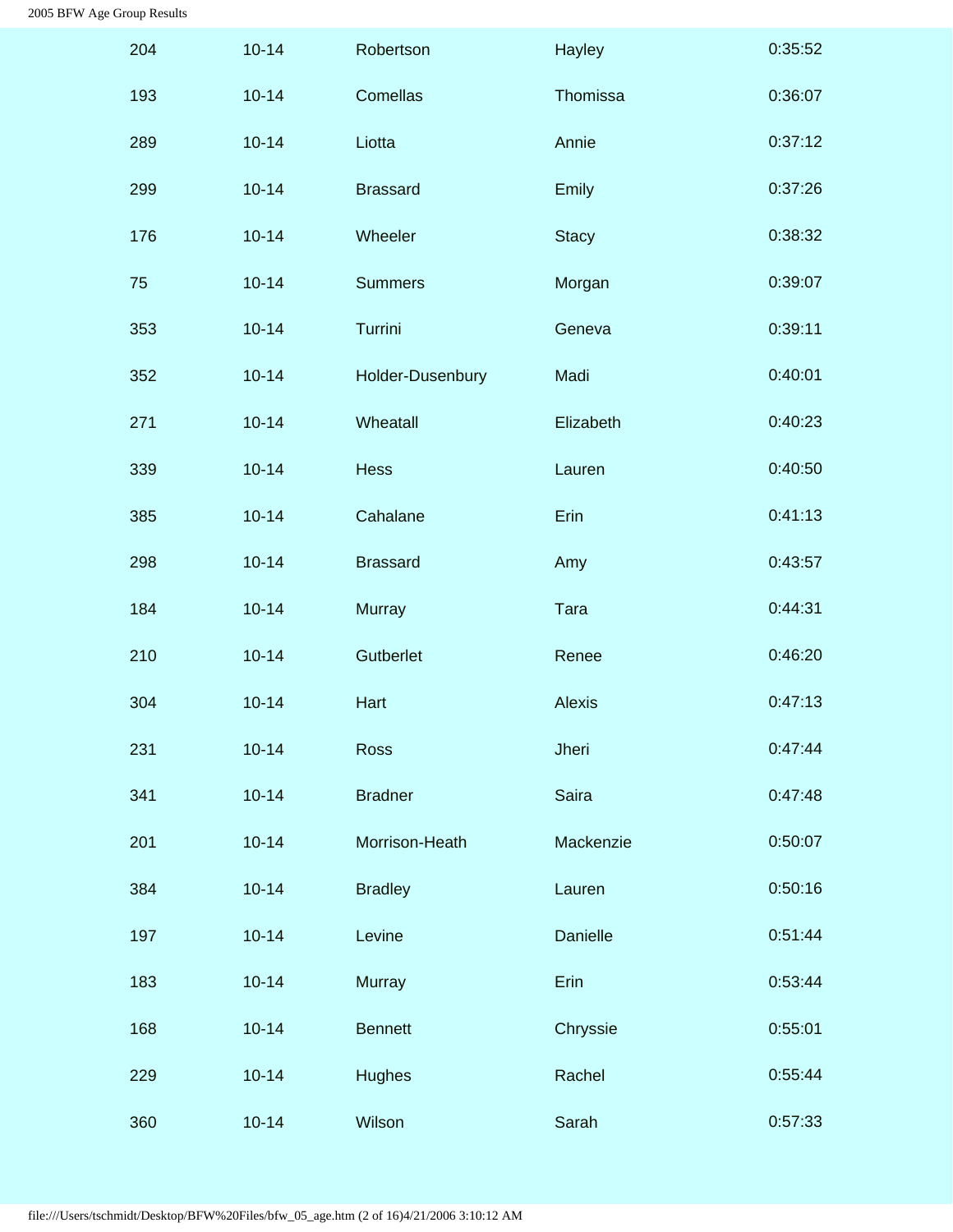| | | | | |
|---|---|---|---|---|
| 204 | 10-14 | Robertson | Hayley | 0:35:52 |
| 193 | 10-14 | Comellas | Thomissa | 0:36:07 |
| 289 | 10-14 | Liotta | Annie | 0:37:12 |
| 299 | 10-14 | Brassard | Emily | 0:37:26 |
| 176 | 10-14 | Wheeler | Stacy | 0:38:32 |
| 75 | 10-14 | Summers | Morgan | 0:39:07 |
| 353 | 10-14 | Turrini | Geneva | 0:39:11 |
| 352 | 10-14 | Holder-Dusenbury | Madi | 0:40:01 |
| 271 | 10-14 | Wheatall | Elizabeth | 0:40:23 |
| 339 | 10-14 | Hess | Lauren | 0:40:50 |
| 385 | 10-14 | Cahalane | Erin | 0:41:13 |
| 298 | 10-14 | Brassard | Amy | 0:43:57 |
| 184 | 10-14 | Murray | Tara | 0:44:31 |
| 210 | 10-14 | Gutberlet | Renee | 0:46:20 |
| 304 | 10-14 | Hart | Alexis | 0:47:13 |
| 231 | 10-14 | Ross | Jheri | 0:47:44 |
| 341 | 10-14 | Bradner | Saira | 0:47:48 |
| 201 | 10-14 | Morrison-Heath | Mackenzie | 0:50:07 |
| 384 | 10-14 | Bradley | Lauren | 0:50:16 |
| 197 | 10-14 | Levine | Danielle | 0:51:44 |
| 183 | 10-14 | Murray | Erin | 0:53:44 |
| 168 | 10-14 | Bennett | Chryssie | 0:55:01 |
| 229 | 10-14 | Hughes | Rachel | 0:55:44 |
| 360 | 10-14 | Wilson | Sarah | 0:57:33 |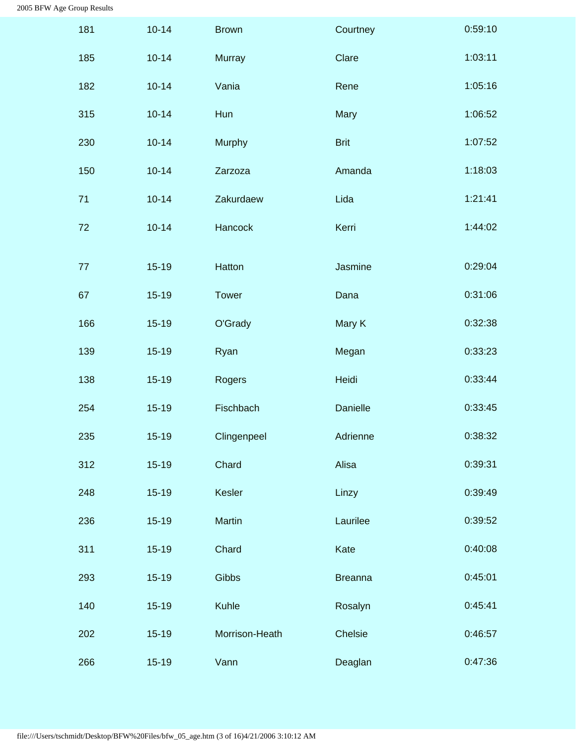| | | | | |
|---|---|---|---|---|
| 181 | 10-14 | Brown | Courtney | 0:59:10 |
| 185 | 10-14 | Murray | Clare | 1:03:11 |
| 182 | 10-14 | Vania | Rene | 1:05:16 |
| 315 | 10-14 | Hun | Mary | 1:06:52 |
| 230 | 10-14 | Murphy | Brit | 1:07:52 |
| 150 | 10-14 | Zarzoza | Amanda | 1:18:03 |
| 71 | 10-14 | Zakurdaew | Lida | 1:21:41 |
| 72 | 10-14 | Hancock | Kerri | 1:44:02 |
| | | | | |
| 77 | 15-19 | Hatton | Jasmine | 0:29:04 |
| 67 | 15-19 | Tower | Dana | 0:31:06 |
| 166 | 15-19 | O'Grady | Mary K | 0:32:38 |
| 139 | 15-19 | Ryan | Megan | 0:33:23 |
| 138 | 15-19 | Rogers | Heidi | 0:33:44 |
| 254 | 15-19 | Fischbach | Danielle | 0:33:45 |
| 235 | 15-19 | Clingenpeel | Adrienne | 0:38:32 |
| 312 | 15-19 | Chard | Alisa | 0:39:31 |
| 248 | 15-19 | Kesler | Linzy | 0:39:49 |
| 236 | 15-19 | Martin | Laurilee | 0:39:52 |
| 311 | 15-19 | Chard | Kate | 0:40:08 |
| 293 | 15-19 | Gibbs | Breanna | 0:45:01 |
| 140 | 15-19 | Kuhle | Rosalyn | 0:45:41 |
| 202 | 15-19 | Morrison-Heath | Chelsie | 0:46:57 |
| 266 | 15-19 | Vann | Deaglan | 0:47:36 |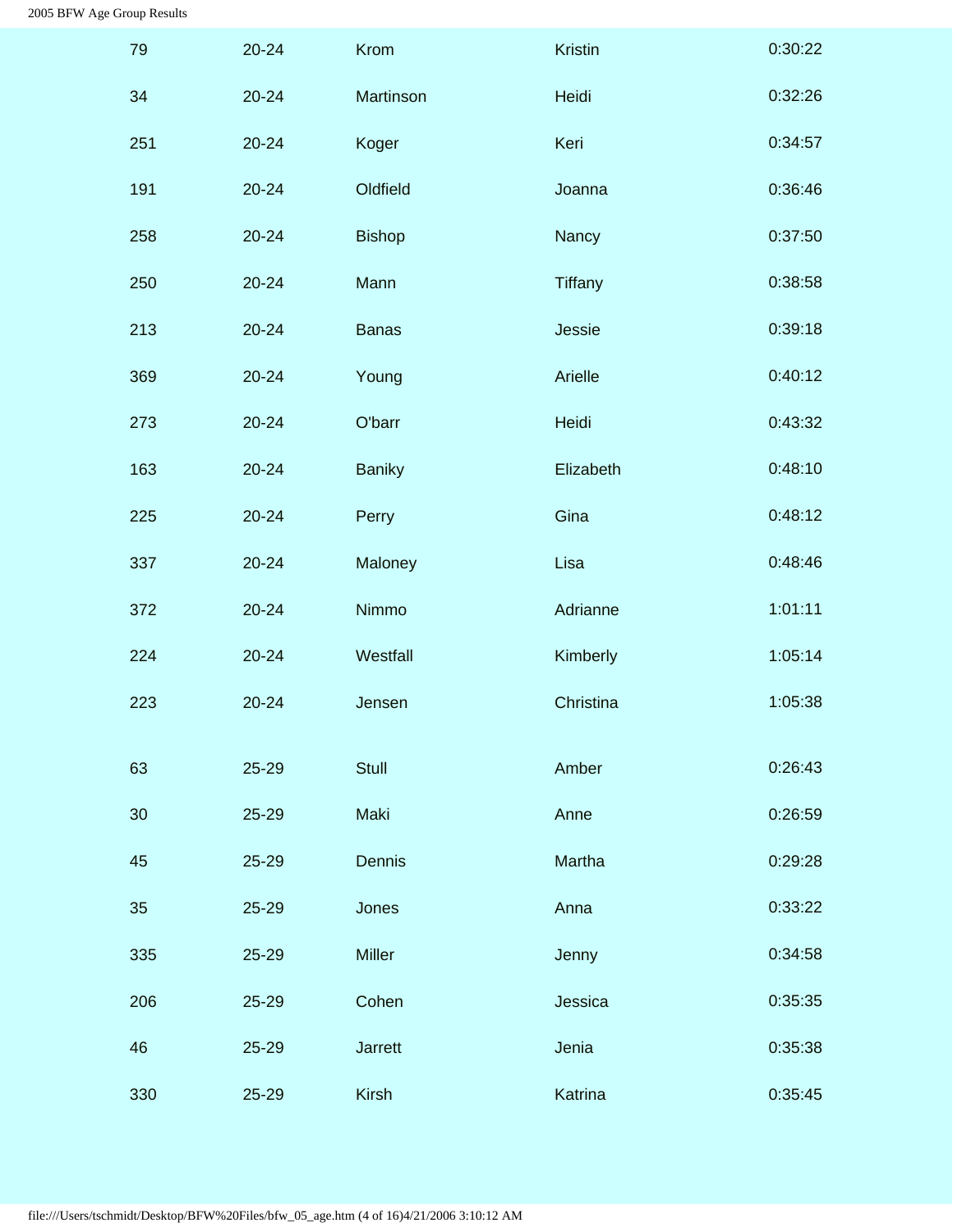| | | | | |
|---|---|---|---|---|
| 79 | 20-24 | Krom | Kristin | 0:30:22 |
| 34 | 20-24 | Martinson | Heidi | 0:32:26 |
| 251 | 20-24 | Koger | Keri | 0:34:57 |
| 191 | 20-24 | Oldfield | Joanna | 0:36:46 |
| 258 | 20-24 | Bishop | Nancy | 0:37:50 |
| 250 | 20-24 | Mann | Tiffany | 0:38:58 |
| 213 | 20-24 | Banas | Jessie | 0:39:18 |
| 369 | 20-24 | Young | Arielle | 0:40:12 |
| 273 | 20-24 | O'barr | Heidi | 0:43:32 |
| 163 | 20-24 | Baniky | Elizabeth | 0:48:10 |
| 225 | 20-24 | Perry | Gina | 0:48:12 |
| 337 | 20-24 | Maloney | Lisa | 0:48:46 |
| 372 | 20-24 | Nimmo | Adrianne | 1:01:11 |
| 224 | 20-24 | Westfall | Kimberly | 1:05:14 |
| 223 | 20-24 | Jensen | Christina | 1:05:38 |
| | | | | |
| 63 | 25-29 | Stull | Amber | 0:26:43 |
| 30 | 25-29 | Maki | Anne | 0:26:59 |
| 45 | 25-29 | Dennis | Martha | 0:29:28 |
| 35 | 25-29 | Jones | Anna | 0:33:22 |
| 335 | 25-29 | Miller | Jenny | 0:34:58 |
| 206 | 25-29 | Cohen | Jessica | 0:35:35 |
| 46 | 25-29 | Jarrett | Jenia | 0:35:38 |
| 330 | 25-29 | Kirsh | Katrina | 0:35:45 |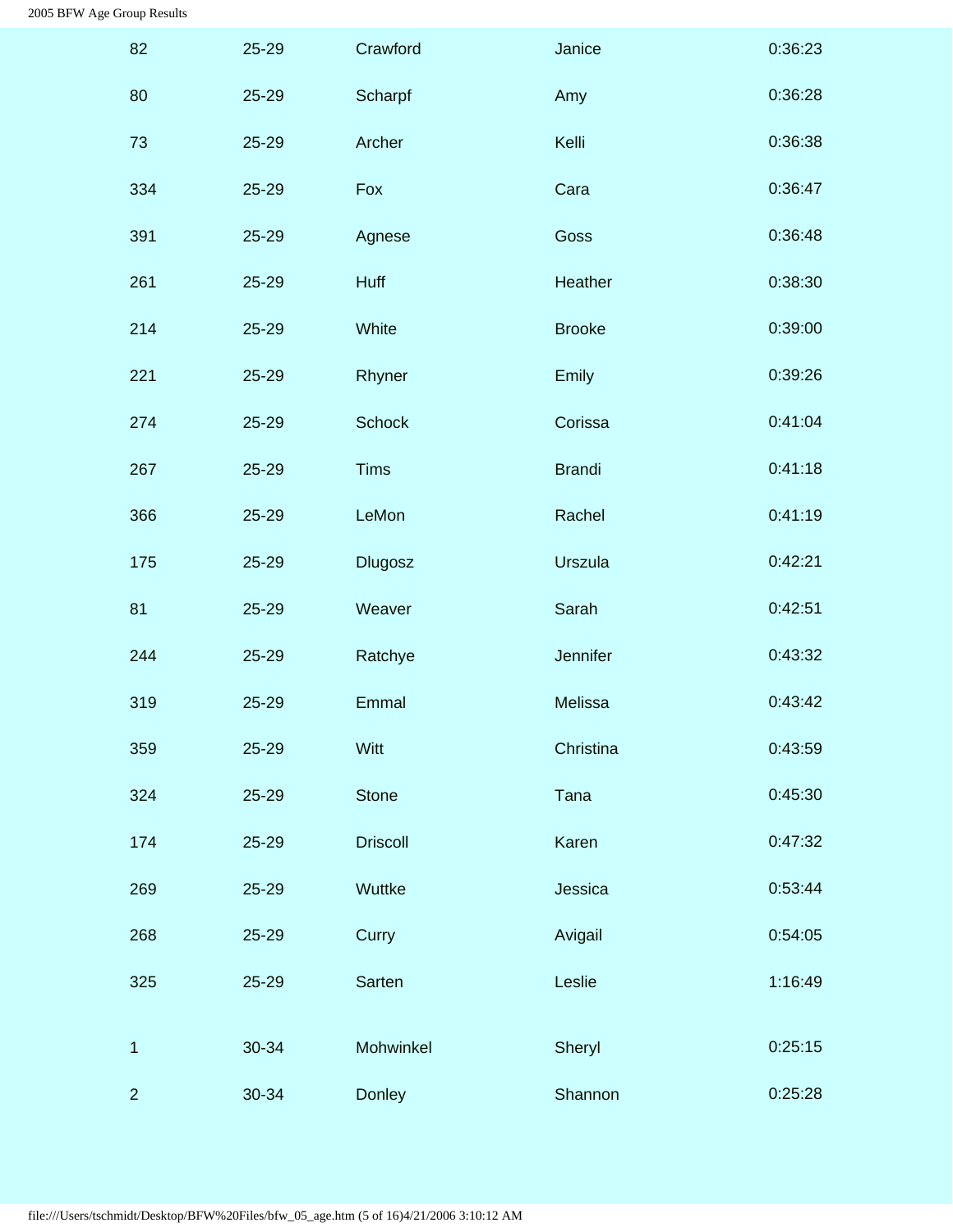| | | | | |
|---|---|---|---|---|
| 82 | 25-29 | Crawford | Janice | 0:36:23 |
| 80 | 25-29 | Scharpf | Amy | 0:36:28 |
| 73 | 25-29 | Archer | Kelli | 0:36:38 |
| 334 | 25-29 | Fox | Cara | 0:36:47 |
| 391 | 25-29 | Agnese | Goss | 0:36:48 |
| 261 | 25-29 | Huff | Heather | 0:38:30 |
| 214 | 25-29 | White | Brooke | 0:39:00 |
| 221 | 25-29 | Rhyner | Emily | 0:39:26 |
| 274 | 25-29 | Schock | Corissa | 0:41:04 |
| 267 | 25-29 | Tims | Brandi | 0:41:18 |
| 366 | 25-29 | LeMon | Rachel | 0:41:19 |
| 175 | 25-29 | Dlugosz | Urszula | 0:42:21 |
| 81 | 25-29 | Weaver | Sarah | 0:42:51 |
| 244 | 25-29 | Ratchye | Jennifer | 0:43:32 |
| 319 | 25-29 | Emmal | Melissa | 0:43:42 |
| 359 | 25-29 | Witt | Christina | 0:43:59 |
| 324 | 25-29 | Stone | Tana | 0:45:30 |
| 174 | 25-29 | Driscoll | Karen | 0:47:32 |
| 269 | 25-29 | Wuttke | Jessica | 0:53:44 |
| 268 | 25-29 | Curry | Avigail | 0:54:05 |
| 325 | 25-29 | Sarten | Leslie | 1:16:49 |
| | | | | |
| 1 | 30-34 | Mohwinkel | Sheryl | 0:25:15 |
| 2 | 30-34 | Donley | Shannon | 0:25:28 |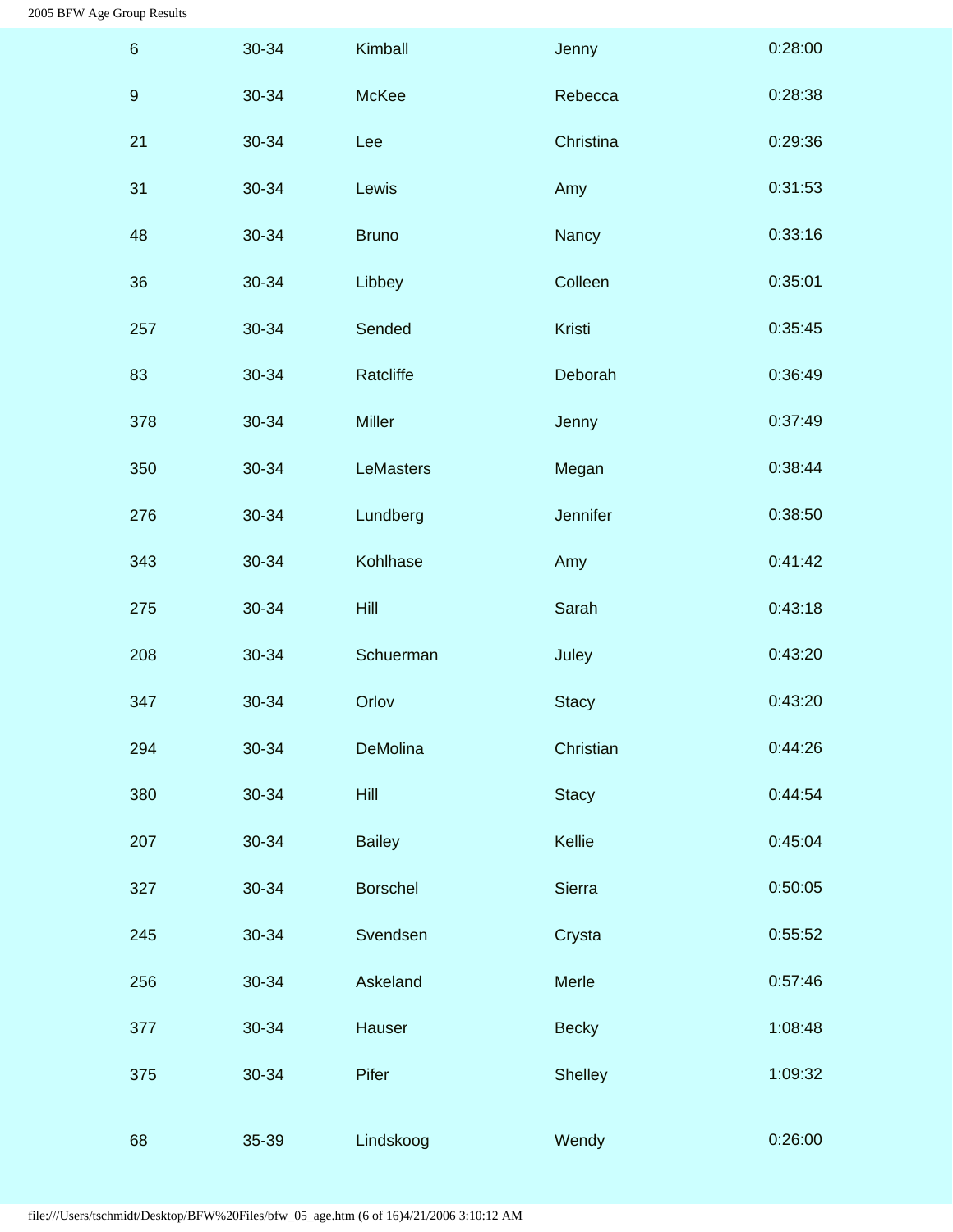| | | | | |
|---|---|---|---|---|
| 6 | 30-34 | Kimball | Jenny | 0:28:00 |
| 9 | 30-34 | McKee | Rebecca | 0:28:38 |
| 21 | 30-34 | Lee | Christina | 0:29:36 |
| 31 | 30-34 | Lewis | Amy | 0:31:53 |
| 48 | 30-34 | Bruno | Nancy | 0:33:16 |
| 36 | 30-34 | Libbey | Colleen | 0:35:01 |
| 257 | 30-34 | Sended | Kristi | 0:35:45 |
| 83 | 30-34 | Ratcliffe | Deborah | 0:36:49 |
| 378 | 30-34 | Miller | Jenny | 0:37:49 |
| 350 | 30-34 | LeMasters | Megan | 0:38:44 |
| 276 | 30-34 | Lundberg | Jennifer | 0:38:50 |
| 343 | 30-34 | Kohlhase | Amy | 0:41:42 |
| 275 | 30-34 | Hill | Sarah | 0:43:18 |
| 208 | 30-34 | Schuerman | Juley | 0:43:20 |
| 347 | 30-34 | Orlov | Stacy | 0:43:20 |
| 294 | 30-34 | DeMolina | Christian | 0:44:26 |
| 380 | 30-34 | Hill | Stacy | 0:44:54 |
| 207 | 30-34 | Bailey | Kellie | 0:45:04 |
| 327 | 30-34 | Borschel | Sierra | 0:50:05 |
| 245 | 30-34 | Svendsen | Crysta | 0:55:52 |
| 256 | 30-34 | Askeland | Merle | 0:57:46 |
| 377 | 30-34 | Hauser | Becky | 1:08:48 |
| 375 | 30-34 | Pifer | Shelley | 1:09:32 |
| 68 | 35-39 | Lindskoog | Wendy | 0:26:00 |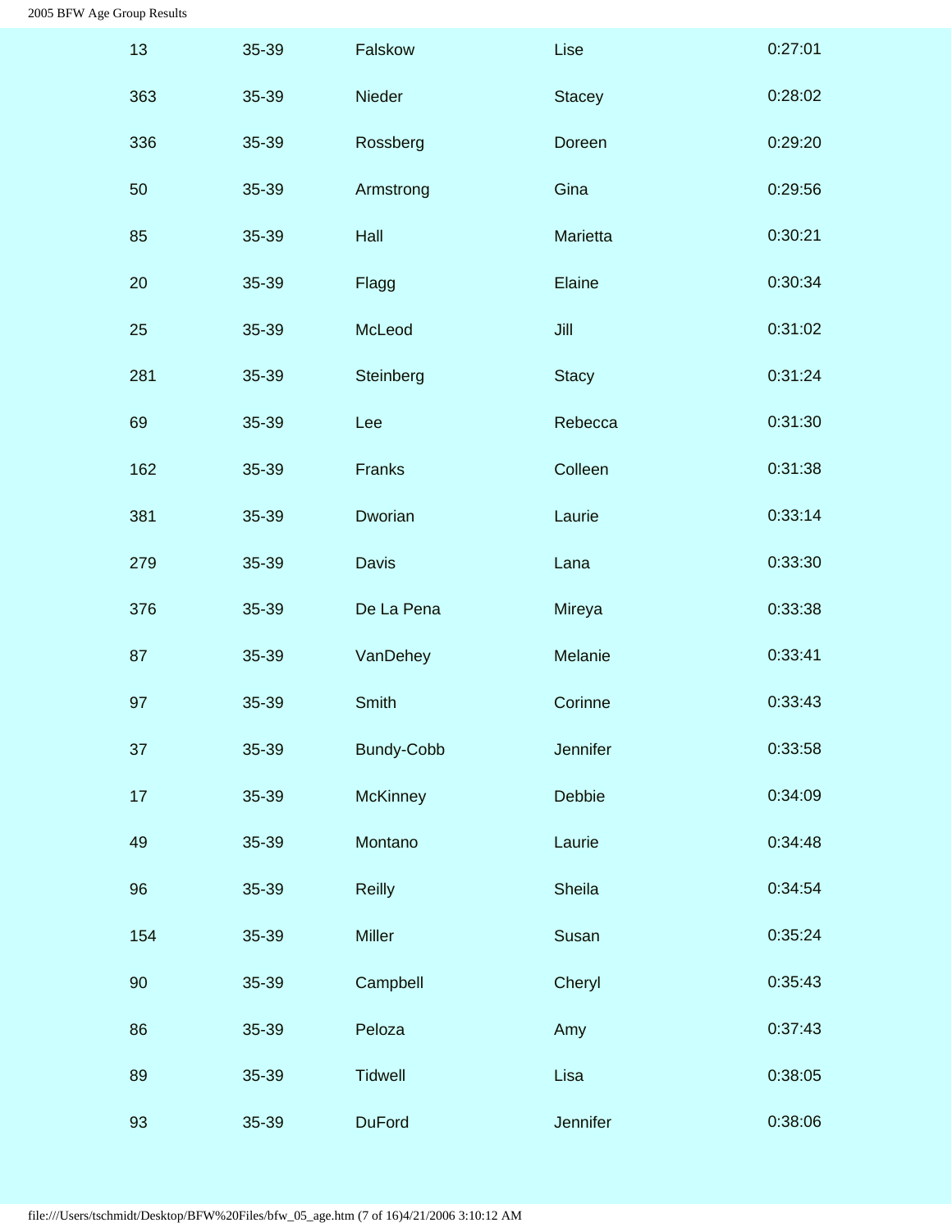| | | | | |
|---|---|---|---|---|
| 13 | 35-39 | Falskow | Lise | 0:27:01 |
| 363 | 35-39 | Nieder | Stacey | 0:28:02 |
| 336 | 35-39 | Rossberg | Doreen | 0:29:20 |
| 50 | 35-39 | Armstrong | Gina | 0:29:56 |
| 85 | 35-39 | Hall | Marietta | 0:30:21 |
| 20 | 35-39 | Flagg | Elaine | 0:30:34 |
| 25 | 35-39 | McLeod | Jill | 0:31:02 |
| 281 | 35-39 | Steinberg | Stacy | 0:31:24 |
| 69 | 35-39 | Lee | Rebecca | 0:31:30 |
| 162 | 35-39 | Franks | Colleen | 0:31:38 |
| 381 | 35-39 | Dworian | Laurie | 0:33:14 |
| 279 | 35-39 | Davis | Lana | 0:33:30 |
| 376 | 35-39 | De La Pena | Mireya | 0:33:38 |
| 87 | 35-39 | VanDehey | Melanie | 0:33:41 |
| 97 | 35-39 | Smith | Corinne | 0:33:43 |
| 37 | 35-39 | Bundy-Cobb | Jennifer | 0:33:58 |
| 17 | 35-39 | McKinney | Debbie | 0:34:09 |
| 49 | 35-39 | Montano | Laurie | 0:34:48 |
| 96 | 35-39 | Reilly | Sheila | 0:34:54 |
| 154 | 35-39 | Miller | Susan | 0:35:24 |
| 90 | 35-39 | Campbell | Cheryl | 0:35:43 |
| 86 | 35-39 | Peloza | Amy | 0:37:43 |
| 89 | 35-39 | Tidwell | Lisa | 0:38:05 |
| 93 | 35-39 | DuFord | Jennifer | 0:38:06 |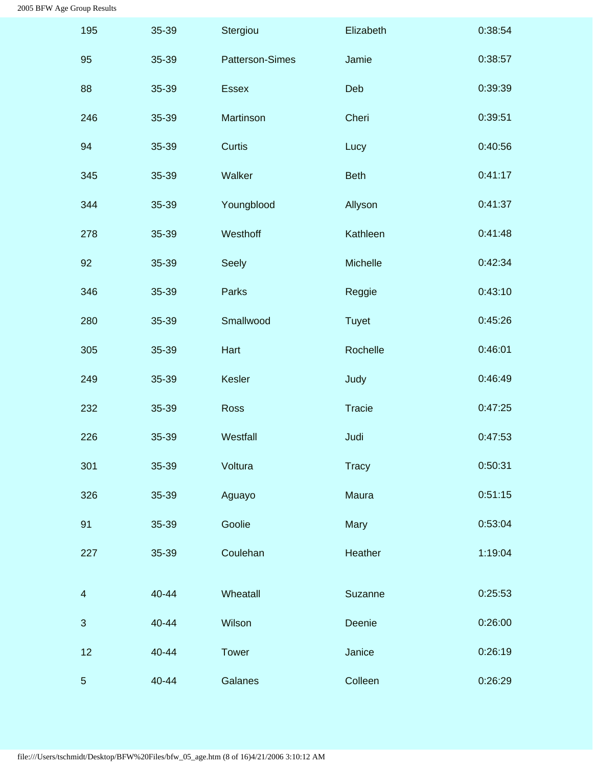| | | | | |
|---|---|---|---|---|
| 195 | 35-39 | Stergiou | Elizabeth | 0:38:54 |
| 95 | 35-39 | Patterson-Simes | Jamie | 0:38:57 |
| 88 | 35-39 | Essex | Deb | 0:39:39 |
| 246 | 35-39 | Martinson | Cheri | 0:39:51 |
| 94 | 35-39 | Curtis | Lucy | 0:40:56 |
| 345 | 35-39 | Walker | Beth | 0:41:17 |
| 344 | 35-39 | Youngblood | Allyson | 0:41:37 |
| 278 | 35-39 | Westhoff | Kathleen | 0:41:48 |
| 92 | 35-39 | Seely | Michelle | 0:42:34 |
| 346 | 35-39 | Parks | Reggie | 0:43:10 |
| 280 | 35-39 | Smallwood | Tuyet | 0:45:26 |
| 305 | 35-39 | Hart | Rochelle | 0:46:01 |
| 249 | 35-39 | Kesler | Judy | 0:46:49 |
| 232 | 35-39 | Ross | Tracie | 0:47:25 |
| 226 | 35-39 | Westfall | Judi | 0:47:53 |
| 301 | 35-39 | Voltura | Tracy | 0:50:31 |
| 326 | 35-39 | Aguayo | Maura | 0:51:15 |
| 91 | 35-39 | Goolie | Mary | 0:53:04 |
| 227 | 35-39 | Coulehan | Heather | 1:19:04 |
| | | | | |
| 4 | 40-44 | Wheatall | Suzanne | 0:25:53 |
| 3 | 40-44 | Wilson | Deenie | 0:26:00 |
| 12 | 40-44 | Tower | Janice | 0:26:19 |
| 5 | 40-44 | Galanes | Colleen | 0:26:29 |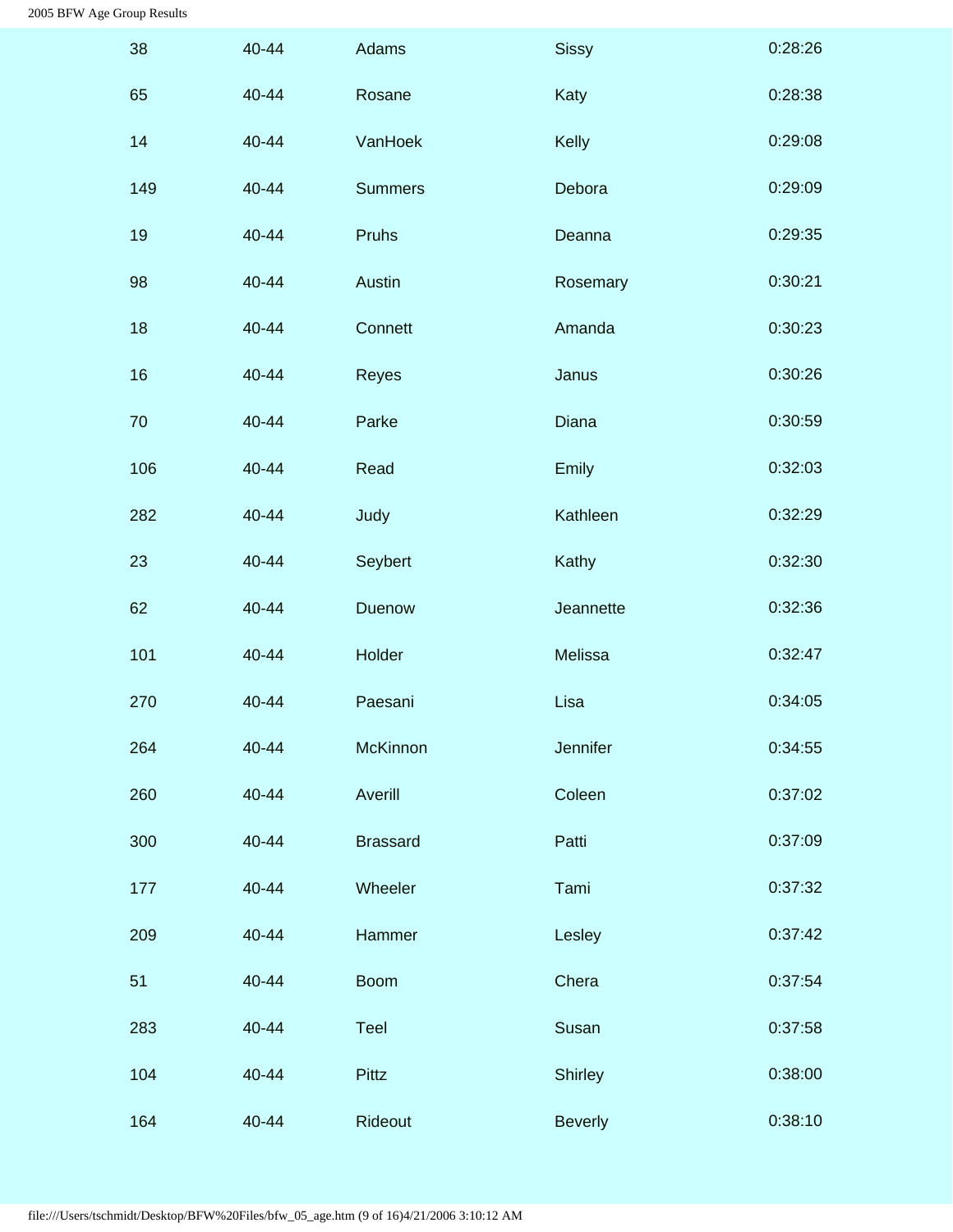| | | | | |
|---|---|---|---|---|
| 38 | 40-44 | Adams | Sissy | 0:28:26 |
| 65 | 40-44 | Rosane | Katy | 0:28:38 |
| 14 | 40-44 | VanHoek | Kelly | 0:29:08 |
| 149 | 40-44 | Summers | Debora | 0:29:09 |
| 19 | 40-44 | Pruhs | Deanna | 0:29:35 |
| 98 | 40-44 | Austin | Rosemary | 0:30:21 |
| 18 | 40-44 | Connett | Amanda | 0:30:23 |
| 16 | 40-44 | Reyes | Janus | 0:30:26 |
| 70 | 40-44 | Parke | Diana | 0:30:59 |
| 106 | 40-44 | Read | Emily | 0:32:03 |
| 282 | 40-44 | Judy | Kathleen | 0:32:29 |
| 23 | 40-44 | Seybert | Kathy | 0:32:30 |
| 62 | 40-44 | Duenow | Jeannette | 0:32:36 |
| 101 | 40-44 | Holder | Melissa | 0:32:47 |
| 270 | 40-44 | Paesani | Lisa | 0:34:05 |
| 264 | 40-44 | McKinnon | Jennifer | 0:34:55 |
| 260 | 40-44 | Averill | Coleen | 0:37:02 |
| 300 | 40-44 | Brassard | Patti | 0:37:09 |
| 177 | 40-44 | Wheeler | Tami | 0:37:32 |
| 209 | 40-44 | Hammer | Lesley | 0:37:42 |
| 51 | 40-44 | Boom | Chera | 0:37:54 |
| 283 | 40-44 | Teel | Susan | 0:37:58 |
| 104 | 40-44 | Pittz | Shirley | 0:38:00 |
| 164 | 40-44 | Rideout | Beverly | 0:38:10 |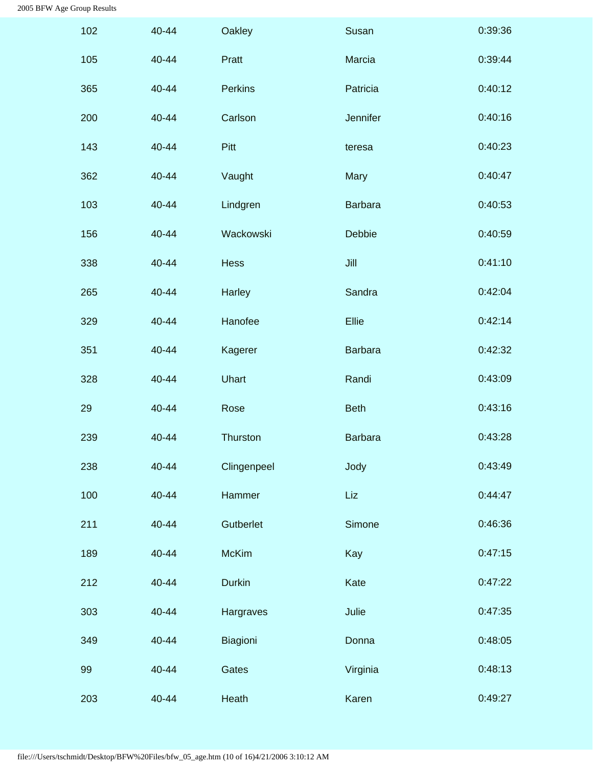| | | | | |
|---|---|---|---|---|
| 102 | 40-44 | Oakley | Susan | 0:39:36 |
| 105 | 40-44 | Pratt | Marcia | 0:39:44 |
| 365 | 40-44 | Perkins | Patricia | 0:40:12 |
| 200 | 40-44 | Carlson | Jennifer | 0:40:16 |
| 143 | 40-44 | Pitt | teresa | 0:40:23 |
| 362 | 40-44 | Vaught | Mary | 0:40:47 |
| 103 | 40-44 | Lindgren | Barbara | 0:40:53 |
| 156 | 40-44 | Wackowski | Debbie | 0:40:59 |
| 338 | 40-44 | Hess | Jill | 0:41:10 |
| 265 | 40-44 | Harley | Sandra | 0:42:04 |
| 329 | 40-44 | Hanofee | Ellie | 0:42:14 |
| 351 | 40-44 | Kagerer | Barbara | 0:42:32 |
| 328 | 40-44 | Uhart | Randi | 0:43:09 |
| 29 | 40-44 | Rose | Beth | 0:43:16 |
| 239 | 40-44 | Thurston | Barbara | 0:43:28 |
| 238 | 40-44 | Clingenpeel | Jody | 0:43:49 |
| 100 | 40-44 | Hammer | Liz | 0:44:47 |
| 211 | 40-44 | Gutberlet | Simone | 0:46:36 |
| 189 | 40-44 | McKim | Kay | 0:47:15 |
| 212 | 40-44 | Durkin | Kate | 0:47:22 |
| 303 | 40-44 | Hargraves | Julie | 0:47:35 |
| 349 | 40-44 | Biagioni | Donna | 0:48:05 |
| 99 | 40-44 | Gates | Virginia | 0:48:13 |
| 203 | 40-44 | Heath | Karen | 0:49:27 |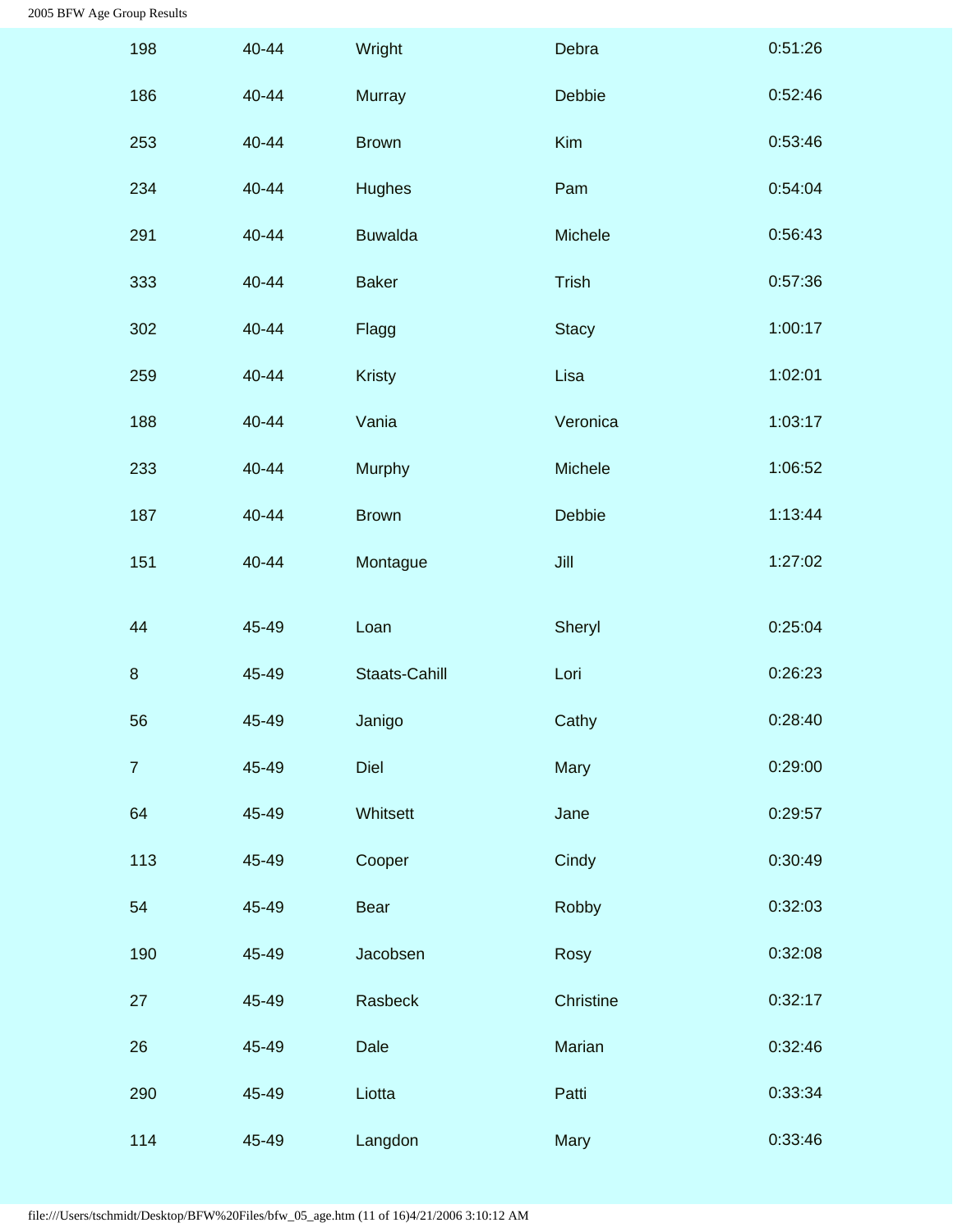| | | | | |
|---|---|---|---|---|
| 198 | 40-44 | Wright | Debra | 0:51:26 |
| 186 | 40-44 | Murray | Debbie | 0:52:46 |
| 253 | 40-44 | Brown | Kim | 0:53:46 |
| 234 | 40-44 | Hughes | Pam | 0:54:04 |
| 291 | 40-44 | Buwalda | Michele | 0:56:43 |
| 333 | 40-44 | Baker | Trish | 0:57:36 |
| 302 | 40-44 | Flagg | Stacy | 1:00:17 |
| 259 | 40-44 | Kristy | Lisa | 1:02:01 |
| 188 | 40-44 | Vania | Veronica | 1:03:17 |
| 233 | 40-44 | Murphy | Michele | 1:06:52 |
| 187 | 40-44 | Brown | Debbie | 1:13:44 |
| 151 | 40-44 | Montague | Jill | 1:27:02 |

| | | | | |
|---|---|---|---|---|
| 44 | 45-49 | Loan | Sheryl | 0:25:04 |
| 8 | 45-49 | Staats-Cahill | Lori | 0:26:23 |
| 56 | 45-49 | Janigo | Cathy | 0:28:40 |
| 7 | 45-49 | Diel | Mary | 0:29:00 |
| 64 | 45-49 | Whitsett | Jane | 0:29:57 |
| 113 | 45-49 | Cooper | Cindy | 0:30:49 |
| 54 | 45-49 | Bear | Robby | 0:32:03 |
| 190 | 45-49 | Jacobsen | Rosy | 0:32:08 |
| 27 | 45-49 | Rasbeck | Christine | 0:32:17 |
| 26 | 45-49 | Dale | Marian | 0:32:46 |
| 290 | 45-49 | Liotta | Patti | 0:33:34 |
| 114 | 45-49 | Langdon | Mary | 0:33:46 |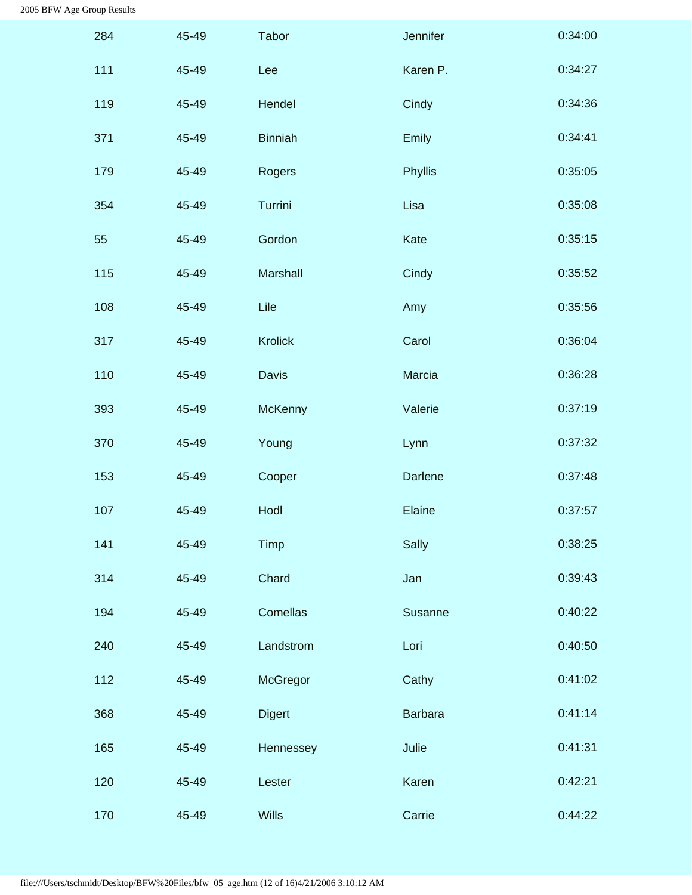| | | | | |
|---|---|---|---|---|
| 284 | 45-49 | Tabor | Jennifer | 0:34:00 |
| 111 | 45-49 | Lee | Karen P. | 0:34:27 |
| 119 | 45-49 | Hendel | Cindy | 0:34:36 |
| 371 | 45-49 | Binniah | Emily | 0:34:41 |
| 179 | 45-49 | Rogers | Phyllis | 0:35:05 |
| 354 | 45-49 | Turrini | Lisa | 0:35:08 |
| 55 | 45-49 | Gordon | Kate | 0:35:15 |
| 115 | 45-49 | Marshall | Cindy | 0:35:52 |
| 108 | 45-49 | Lile | Amy | 0:35:56 |
| 317 | 45-49 | Krolick | Carol | 0:36:04 |
| 110 | 45-49 | Davis | Marcia | 0:36:28 |
| 393 | 45-49 | McKenny | Valerie | 0:37:19 |
| 370 | 45-49 | Young | Lynn | 0:37:32 |
| 153 | 45-49 | Cooper | Darlene | 0:37:48 |
| 107 | 45-49 | Hodl | Elaine | 0:37:57 |
| 141 | 45-49 | Timp | Sally | 0:38:25 |
| 314 | 45-49 | Chard | Jan | 0:39:43 |
| 194 | 45-49 | Comellas | Susanne | 0:40:22 |
| 240 | 45-49 | Landstrom | Lori | 0:40:50 |
| 112 | 45-49 | McGregor | Cathy | 0:41:02 |
| 368 | 45-49 | Digert | Barbara | 0:41:14 |
| 165 | 45-49 | Hennessey | Julie | 0:41:31 |
| 120 | 45-49 | Lester | Karen | 0:42:21 |
| 170 | 45-49 | Wills | Carrie | 0:44:22 |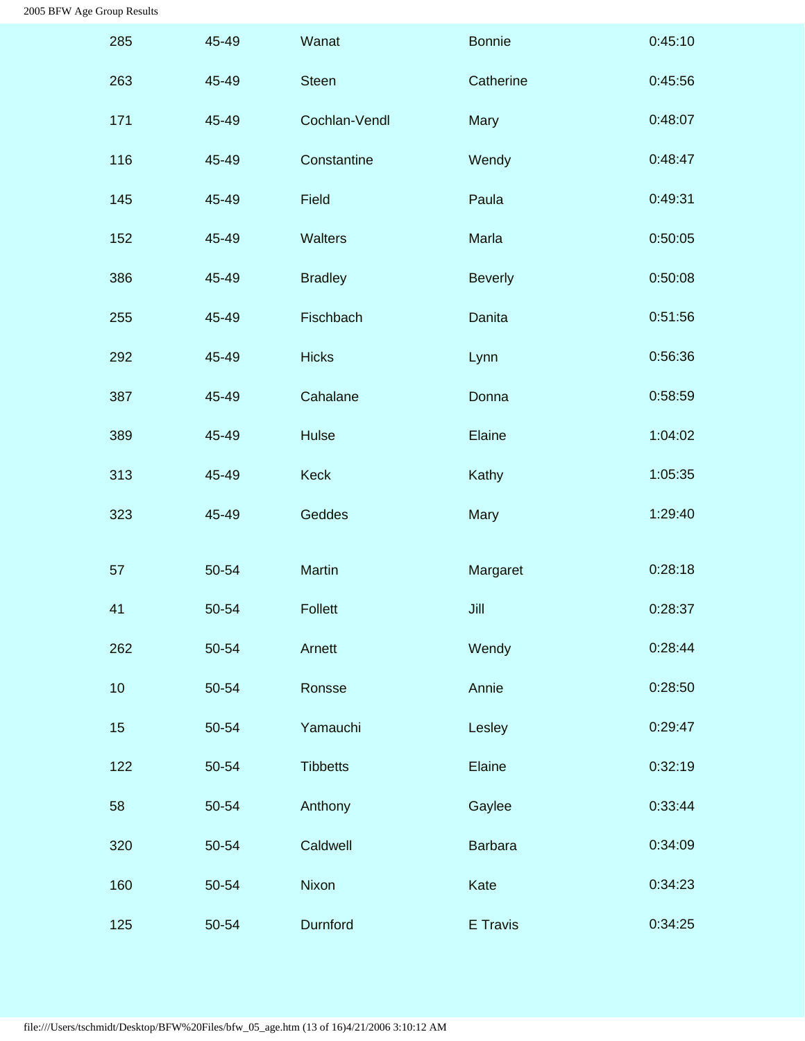| | | | | |
|---|---|---|---|---|
| 285 | 45-49 | Wanat | Bonnie | 0:45:10 |
| 263 | 45-49 | Steen | Catherine | 0:45:56 |
| 171 | 45-49 | Cochlan-Vendl | Mary | 0:48:07 |
| 116 | 45-49 | Constantine | Wendy | 0:48:47 |
| 145 | 45-49 | Field | Paula | 0:49:31 |
| 152 | 45-49 | Walters | Marla | 0:50:05 |
| 386 | 45-49 | Bradley | Beverly | 0:50:08 |
| 255 | 45-49 | Fischbach | Danita | 0:51:56 |
| 292 | 45-49 | Hicks | Lynn | 0:56:36 |
| 387 | 45-49 | Cahalane | Donna | 0:58:59 |
| 389 | 45-49 | Hulse | Elaine | 1:04:02 |
| 313 | 45-49 | Keck | Kathy | 1:05:35 |
| 323 | 45-49 | Geddes | Mary | 1:29:40 |
| | | | | |
| 57 | 50-54 | Martin | Margaret | 0:28:18 |
| 41 | 50-54 | Follett | Jill | 0:28:37 |
| 262 | 50-54 | Arnett | Wendy | 0:28:44 |
| 10 | 50-54 | Ronsse | Annie | 0:28:50 |
| 15 | 50-54 | Yamauchi | Lesley | 0:29:47 |
| 122 | 50-54 | Tibbetts | Elaine | 0:32:19 |
| 58 | 50-54 | Anthony | Gaylee | 0:33:44 |
| 320 | 50-54 | Caldwell | Barbara | 0:34:09 |
| 160 | 50-54 | Nixon | Kate | 0:34:23 |
| 125 | 50-54 | Durnford | E Travis | 0:34:25 |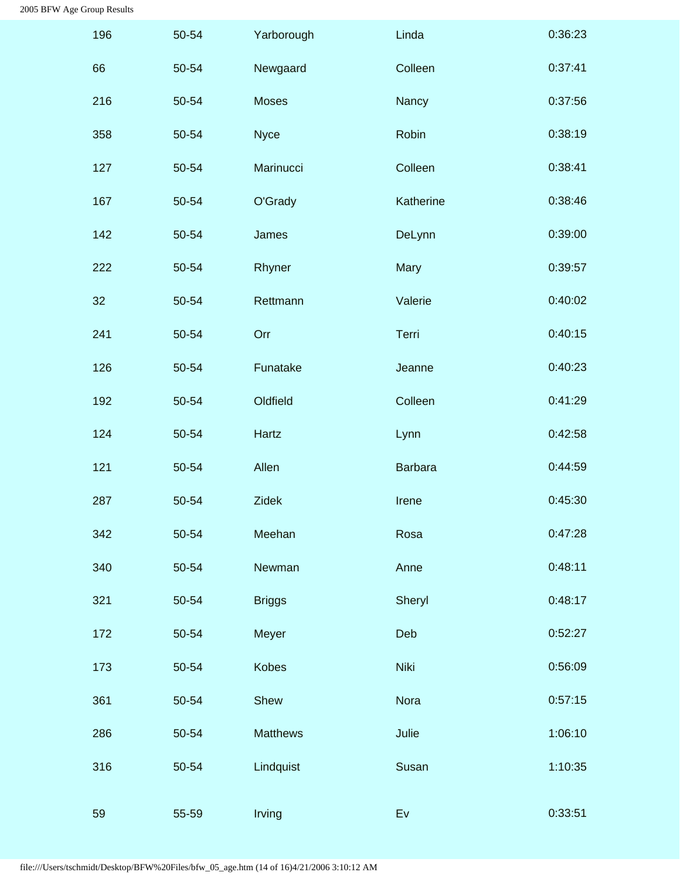| | | | | |
|---|---|---|---|---|
| 196 | 50-54 | Yarborough | Linda | 0:36:23 |
| 66 | 50-54 | Newgaard | Colleen | 0:37:41 |
| 216 | 50-54 | Moses | Nancy | 0:37:56 |
| 358 | 50-54 | Nyce | Robin | 0:38:19 |
| 127 | 50-54 | Marinucci | Colleen | 0:38:41 |
| 167 | 50-54 | O'Grady | Katherine | 0:38:46 |
| 142 | 50-54 | James | DeLynn | 0:39:00 |
| 222 | 50-54 | Rhyner | Mary | 0:39:57 |
| 32 | 50-54 | Rettmann | Valerie | 0:40:02 |
| 241 | 50-54 | Orr | Terri | 0:40:15 |
| 126 | 50-54 | Funatake | Jeanne | 0:40:23 |
| 192 | 50-54 | Oldfield | Colleen | 0:41:29 |
| 124 | 50-54 | Hartz | Lynn | 0:42:58 |
| 121 | 50-54 | Allen | Barbara | 0:44:59 |
| 287 | 50-54 | Zidek | Irene | 0:45:30 |
| 342 | 50-54 | Meehan | Rosa | 0:47:28 |
| 340 | 50-54 | Newman | Anne | 0:48:11 |
| 321 | 50-54 | Briggs | Sheryl | 0:48:17 |
| 172 | 50-54 | Meyer | Deb | 0:52:27 |
| 173 | 50-54 | Kobes | Niki | 0:56:09 |
| 361 | 50-54 | Shew | Nora | 0:57:15 |
| 286 | 50-54 | Matthews | Julie | 1:06:10 |
| 316 | 50-54 | Lindquist | Susan | 1:10:35 |
| | | | | |
| 59 | 55-59 | Irving | Ev | 0:33:51 |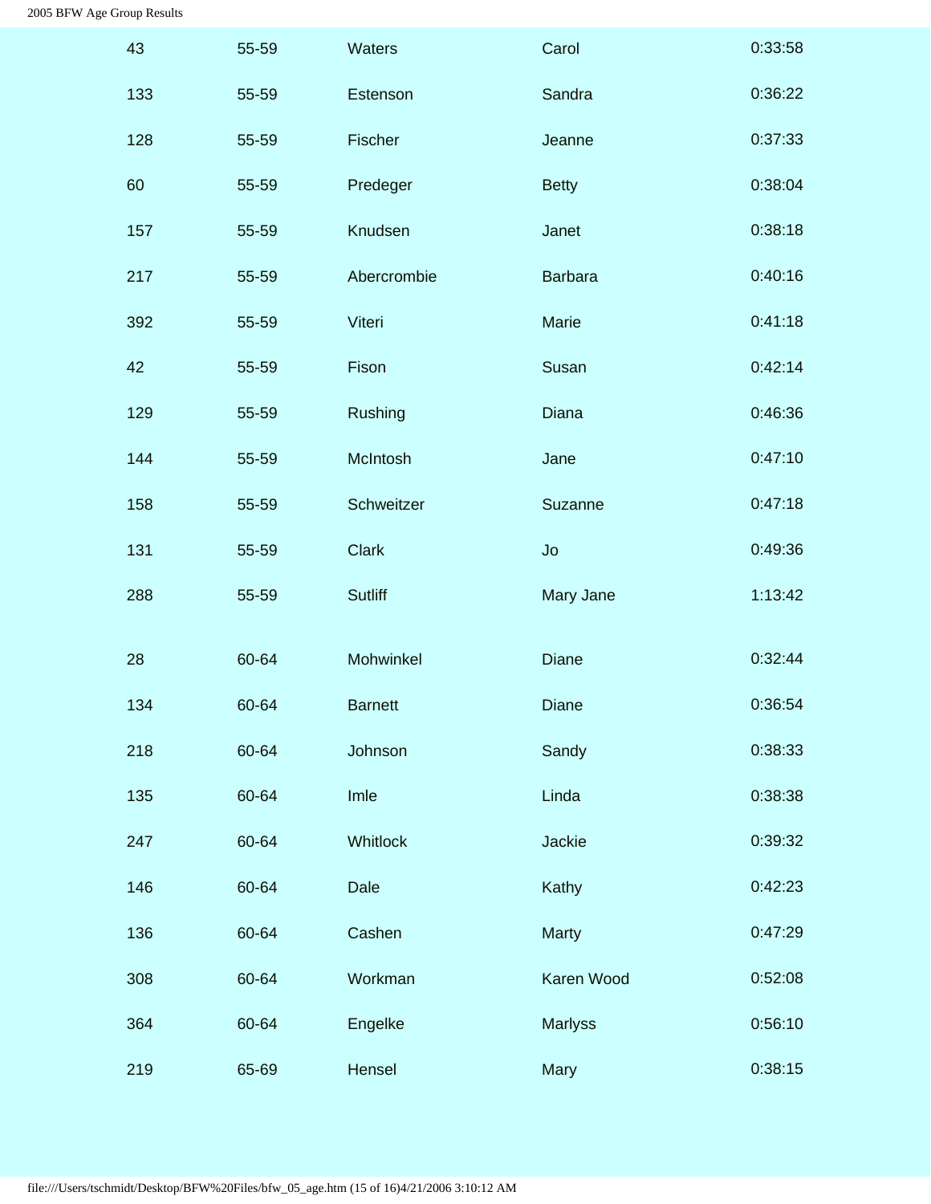| | | | | |
|---|---|---|---|---|
| 43 | 55-59 | Waters | Carol | 0:33:58 |
| 133 | 55-59 | Estenson | Sandra | 0:36:22 |
| 128 | 55-59 | Fischer | Jeanne | 0:37:33 |
| 60 | 55-59 | Predeger | Betty | 0:38:04 |
| 157 | 55-59 | Knudsen | Janet | 0:38:18 |
| 217 | 55-59 | Abercrombie | Barbara | 0:40:16 |
| 392 | 55-59 | Viteri | Marie | 0:41:18 |
| 42 | 55-59 | Fison | Susan | 0:42:14 |
| 129 | 55-59 | Rushing | Diana | 0:46:36 |
| 144 | 55-59 | McIntosh | Jane | 0:47:10 |
| 158 | 55-59 | Schweitzer | Suzanne | 0:47:18 |
| 131 | 55-59 | Clark | Jo | 0:49:36 |
| 288 | 55-59 | Sutliff | Mary Jane | 1:13:42 |
| | | | | |
| 28 | 60-64 | Mohwinkel | Diane | 0:32:44 |
| 134 | 60-64 | Barnett | Diane | 0:36:54 |
| 218 | 60-64 | Johnson | Sandy | 0:38:33 |
| 135 | 60-64 | Imle | Linda | 0:38:38 |
| 247 | 60-64 | Whitlock | Jackie | 0:39:32 |
| 146 | 60-64 | Dale | Kathy | 0:42:23 |
| 136 | 60-64 | Cashen | Marty | 0:47:29 |
| 308 | 60-64 | Workman | Karen Wood | 0:52:08 |
| 364 | 60-64 | Engelke | Marlyss | 0:56:10 |
| 219 | 65-69 | Hensel | Mary | 0:38:15 |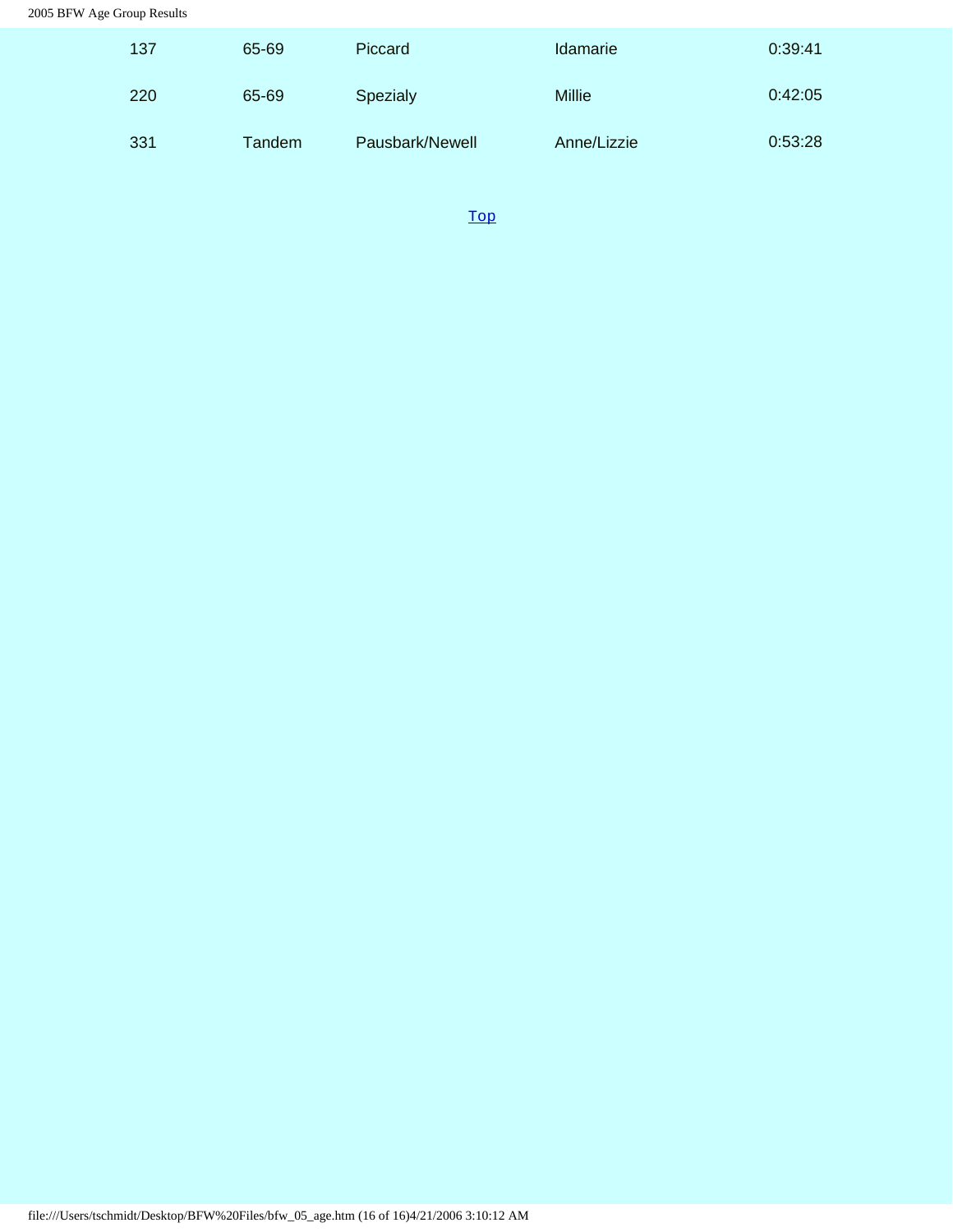| | | | | |
|---|---|---|---|---|
| 137 | 65-69 | Piccard | Idamarie | 0:39:41 |
| 220 | 65-69 | Spezialy | Millie | 0:42:05 |
| 331 | Tandem | Pausbark/Newell | Anne/Lizzie | 0:53:28 |

Top